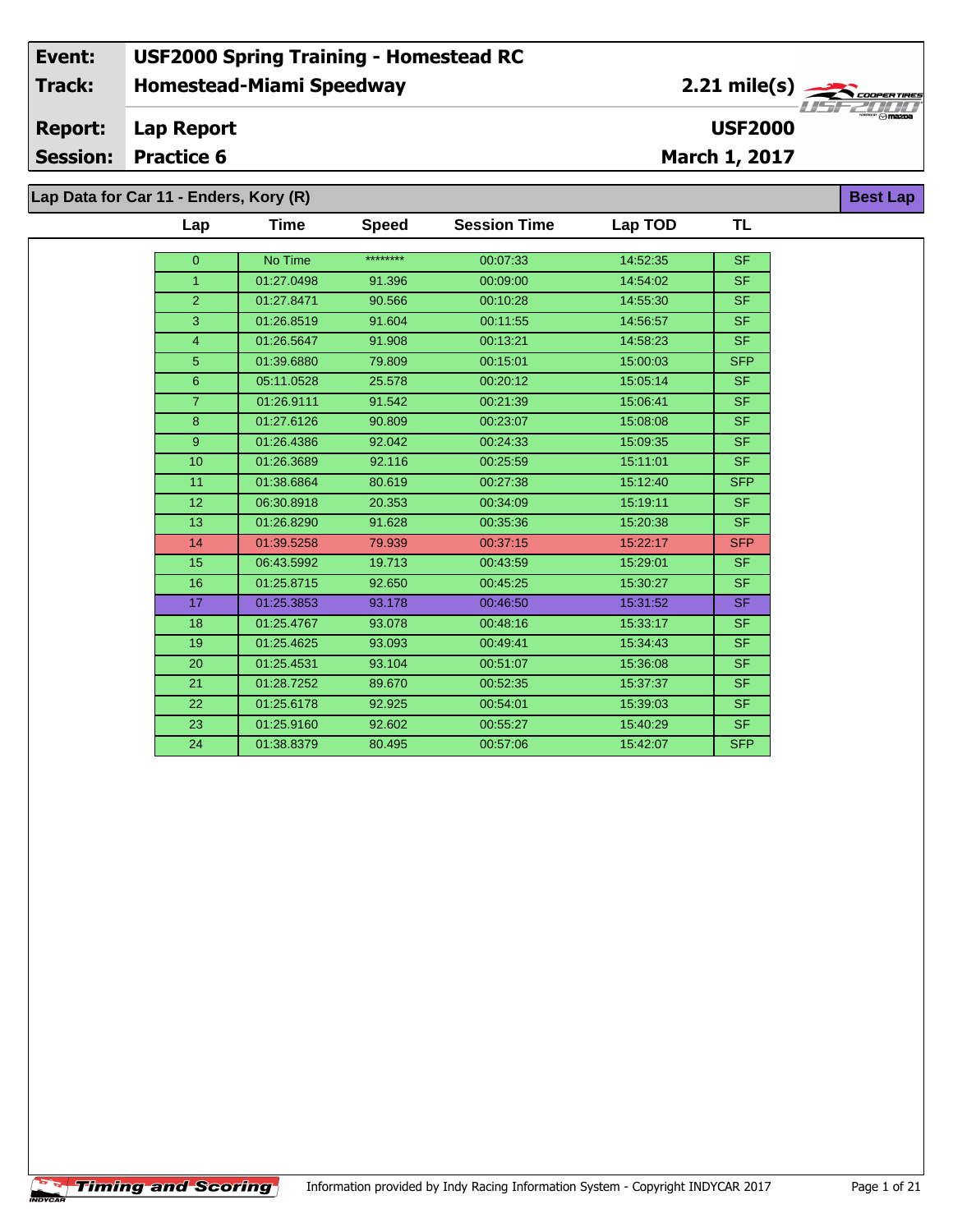| Event: | USF2000 Spring Training - Homestead RC | |
|---|---|---|
| Track: | Homestead-Miami Speedway | 2.21 mile(s) |
| Report: | Lap Report | USF2000 |
| Session: | Practice 6 | March 1, 2017 |

**Lap Data for Car 11 - Enders, Kory (R)** — Best Lap

| Lap | Time | Speed | Session Time | Lap TOD | TL |
|---|---|---|---|---|---|
| 0 | No Time | ******** | 00:07:33 | 14:52:35 | SF |
| 1 | 01:27.0498 | 91.396 | 00:09:00 | 14:54:02 | SF |
| 2 | 01:27.8471 | 90.566 | 00:10:28 | 14:55:30 | SF |
| 3 | 01:26.8519 | 91.604 | 00:11:55 | 14:56:57 | SF |
| 4 | 01:26.5647 | 91.908 | 00:13:21 | 14:58:23 | SF |
| 5 | 01:39.6880 | 79.809 | 00:15:01 | 15:00:03 | SFP |
| 6 | 05:11.0528 | 25.578 | 00:20:12 | 15:05:14 | SF |
| 7 | 01:26.9111 | 91.542 | 00:21:39 | 15:06:41 | SF |
| 8 | 01:27.6126 | 90.809 | 00:23:07 | 15:08:08 | SF |
| 9 | 01:26.4386 | 92.042 | 00:24:33 | 15:09:35 | SF |
| 10 | 01:26.3689 | 92.116 | 00:25:59 | 15:11:01 | SF |
| 11 | 01:38.6864 | 80.619 | 00:27:38 | 15:12:40 | SFP |
| 12 | 06:30.8918 | 20.353 | 00:34:09 | 15:19:11 | SF |
| 13 | 01:26.8290 | 91.628 | 00:35:36 | 15:20:38 | SF |
| 14 | 01:39.5258 | 79.939 | 00:37:15 | 15:22:17 | SFP |
| 15 | 06:43.5992 | 19.713 | 00:43:59 | 15:29:01 | SF |
| 16 | 01:25.8715 | 92.650 | 00:45:25 | 15:30:27 | SF |
| 17 | 01:25.3853 | 93.178 | 00:46:50 | 15:31:52 | SF |
| 18 | 01:25.4767 | 93.078 | 00:48:16 | 15:33:17 | SF |
| 19 | 01:25.4625 | 93.093 | 00:49:41 | 15:34:43 | SF |
| 20 | 01:25.4531 | 93.104 | 00:51:07 | 15:36:08 | SF |
| 21 | 01:28.7252 | 89.670 | 00:52:35 | 15:37:37 | SF |
| 22 | 01:25.6178 | 92.925 | 00:54:01 | 15:39:03 | SF |
| 23 | 01:25.9160 | 92.602 | 00:55:27 | 15:40:29 | SF |
| 24 | 01:38.8379 | 80.495 | 00:57:06 | 15:42:07 | SFP |

Timing and Scoring — Information provided by Indy Racing Information System - Copyright INDYCAR 2017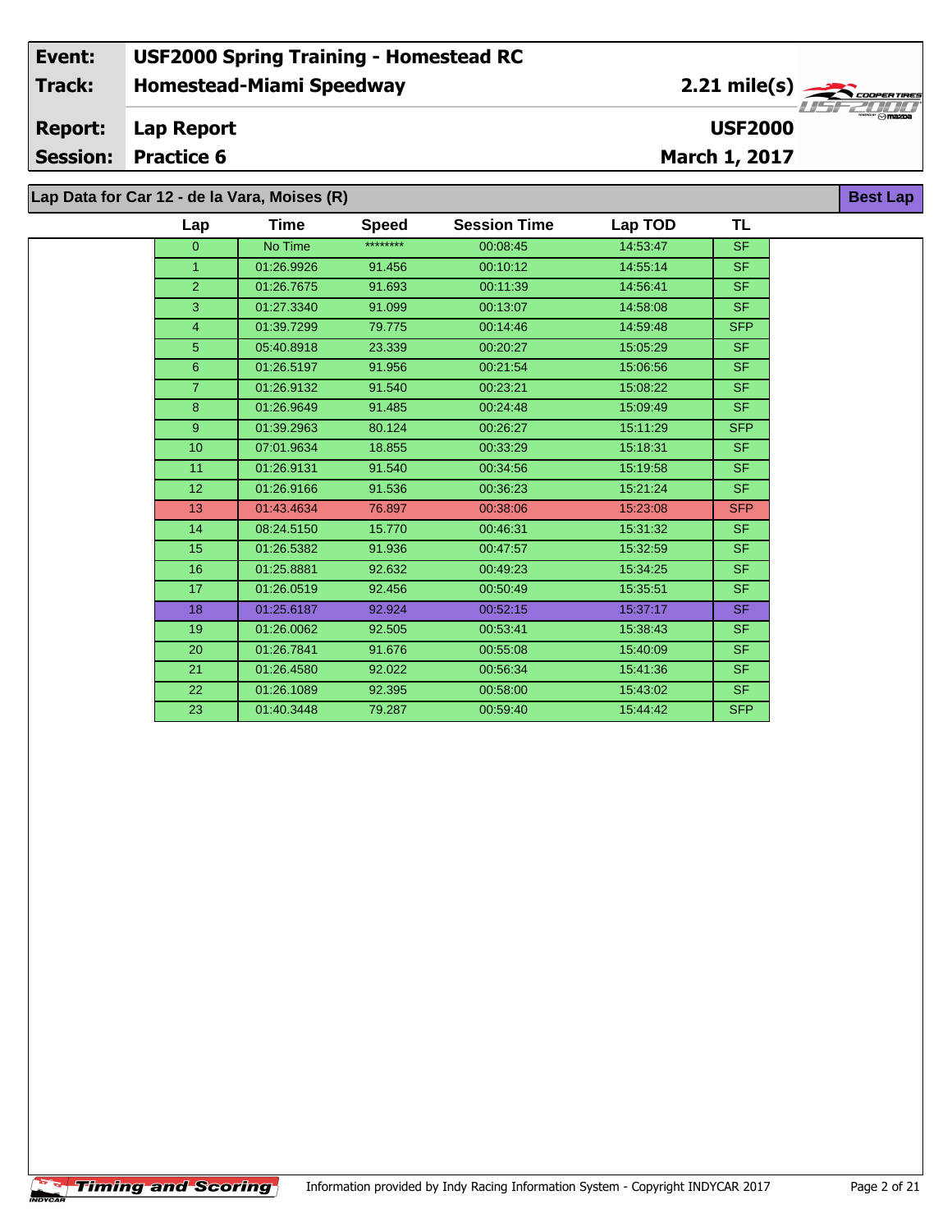| Event: | USF2000 Spring Training - Homestead RC | |
| --- | --- | --- |
| Track: | Homestead-Miami Speedway | 2.21 mile(s) |
| Report: | Lap Report | USF2000 |
| Session: | Practice 6 | March 1, 2017 |

## Lap Data for Car 12 - de la Vara, Moises (R)

**Best Lap**

| Lap | Time | Speed | Session Time | Lap TOD | TL |
| --- | --- | --- | --- | --- | --- |
| 0 | No Time | ******** | 00:08:45 | 14:53:47 | SF |
| 1 | 01:26.9926 | 91.456 | 00:10:12 | 14:55:14 | SF |
| 2 | 01:26.7675 | 91.693 | 00:11:39 | 14:56:41 | SF |
| 3 | 01:27.3340 | 91.099 | 00:13:07 | 14:58:08 | SF |
| 4 | 01:39.7299 | 79.775 | 00:14:46 | 14:59:48 | SFP |
| 5 | 05:40.8918 | 23.339 | 00:20:27 | 15:05:29 | SF |
| 6 | 01:26.5197 | 91.956 | 00:21:54 | 15:06:56 | SF |
| 7 | 01:26.9132 | 91.540 | 00:23:21 | 15:08:22 | SF |
| 8 | 01:26.9649 | 91.485 | 00:24:48 | 15:09:49 | SF |
| 9 | 01:39.2963 | 80.124 | 00:26:27 | 15:11:29 | SFP |
| 10 | 07:01.9634 | 18.855 | 00:33:29 | 15:18:31 | SF |
| 11 | 01:26.9131 | 91.540 | 00:34:56 | 15:19:58 | SF |
| 12 | 01:26.9166 | 91.536 | 00:36:23 | 15:21:24 | SF |
| 13 | 01:43.4634 | 76.897 | 00:38:06 | 15:23:08 | SFP |
| 14 | 08:24.5150 | 15.770 | 00:46:31 | 15:31:32 | SF |
| 15 | 01:26.5382 | 91.936 | 00:47:57 | 15:32:59 | SF |
| 16 | 01:25.8881 | 92.632 | 00:49:23 | 15:34:25 | SF |
| 17 | 01:26.0519 | 92.456 | 00:50:49 | 15:35:51 | SF |
| 18 | 01:25.6187 | 92.924 | 00:52:15 | 15:37:17 | SF |
| 19 | 01:26.0062 | 92.505 | 00:53:41 | 15:38:43 | SF |
| 20 | 01:26.7841 | 91.676 | 00:55:08 | 15:40:09 | SF |
| 21 | 01:26.4580 | 92.022 | 00:56:34 | 15:41:36 | SF |
| 22 | 01:26.1089 | 92.395 | 00:58:00 | 15:43:02 | SF |
| 23 | 01:40.3448 | 79.287 | 00:59:40 | 15:44:42 | SFP |

Timing and Scoring — Information provided by Indy Racing Information System - Copyright INDYCAR 2017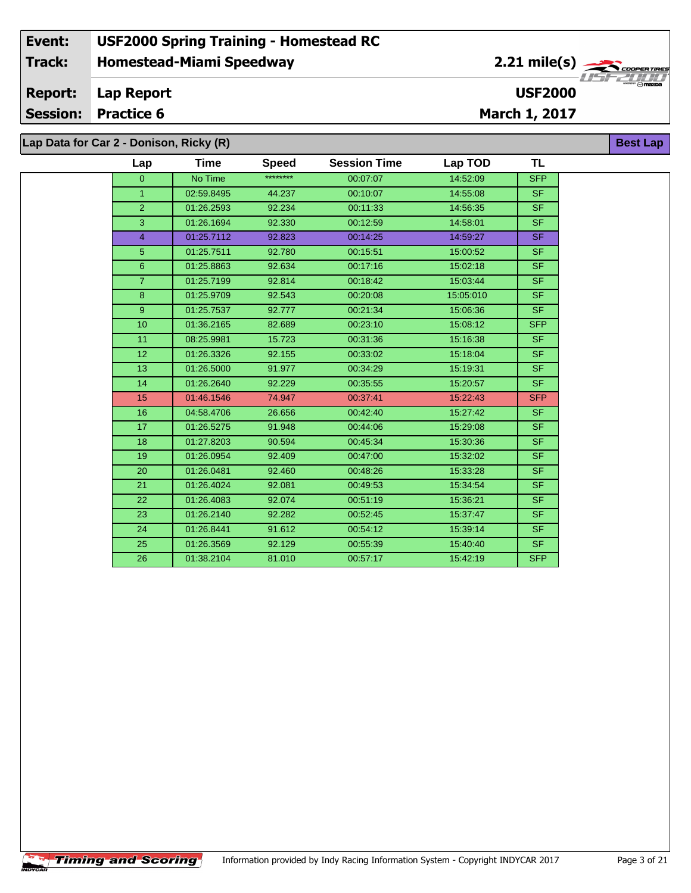| | |
|---|---|
| **Event:** | **USF2000 Spring Training - Homestead RC** |
| **Track:** | **Homestead-Miami Speedway** |
| | **2.21 mile(s)** |
| **Report:** | **Lap Report** |
| | **USF2000** |
| **Session:** | **Practice 6** |
| | **March 1, 2017** |

## Lap Data for Car 2 - Donison, Ricky (R)

**Best Lap**

| Lap | Time | Speed | Session Time | Lap TOD | TL |
|---|---|---|---|---|---|
| 0 | No Time | ******** | 00:07:07 | 14:52:09 | SFP |
| 1 | 02:59.8495 | 44.237 | 00:10:07 | 14:55:08 | SF |
| 2 | 01:26.2593 | 92.234 | 00:11:33 | 14:56:35 | SF |
| 3 | 01:26.1694 | 92.330 | 00:12:59 | 14:58:01 | SF |
| 4 | 01:25.7112 | 92.823 | 00:14:25 | 14:59:27 | SF |
| 5 | 01:25.7511 | 92.780 | 00:15:51 | 15:00:52 | SF |
| 6 | 01:25.8863 | 92.634 | 00:17:16 | 15:02:18 | SF |
| 7 | 01:25.7199 | 92.814 | 00:18:42 | 15:03:44 | SF |
| 8 | 01:25.9709 | 92.543 | 00:20:08 | 15:05:010 | SF |
| 9 | 01:25.7537 | 92.777 | 00:21:34 | 15:06:36 | SF |
| 10 | 01:36.2165 | 82.689 | 00:23:10 | 15:08:12 | SFP |
| 11 | 08:25.9981 | 15.723 | 00:31:36 | 15:16:38 | SF |
| 12 | 01:26.3326 | 92.155 | 00:33:02 | 15:18:04 | SF |
| 13 | 01:26.5000 | 91.977 | 00:34:29 | 15:19:31 | SF |
| 14 | 01:26.2640 | 92.229 | 00:35:55 | 15:20:57 | SF |
| 15 | 01:46.1546 | 74.947 | 00:37:41 | 15:22:43 | SFP |
| 16 | 04:58.4706 | 26.656 | 00:42:40 | 15:27:42 | SF |
| 17 | 01:26.5275 | 91.948 | 00:44:06 | 15:29:08 | SF |
| 18 | 01:27.8203 | 90.594 | 00:45:34 | 15:30:36 | SF |
| 19 | 01:26.0954 | 92.409 | 00:47:00 | 15:32:02 | SF |
| 20 | 01:26.0481 | 92.460 | 00:48:26 | 15:33:28 | SF |
| 21 | 01:26.4024 | 92.081 | 00:49:53 | 15:34:54 | SF |
| 22 | 01:26.4083 | 92.074 | 00:51:19 | 15:36:21 | SF |
| 23 | 01:26.2140 | 92.282 | 00:52:45 | 15:37:47 | SF |
| 24 | 01:26.8441 | 91.612 | 00:54:12 | 15:39:14 | SF |
| 25 | 01:26.3569 | 92.129 | 00:55:39 | 15:40:40 | SF |
| 26 | 01:38.2104 | 81.010 | 00:57:17 | 15:42:19 | SFP |

Information provided by Indy Racing Information System - Copyright INDYCAR 2017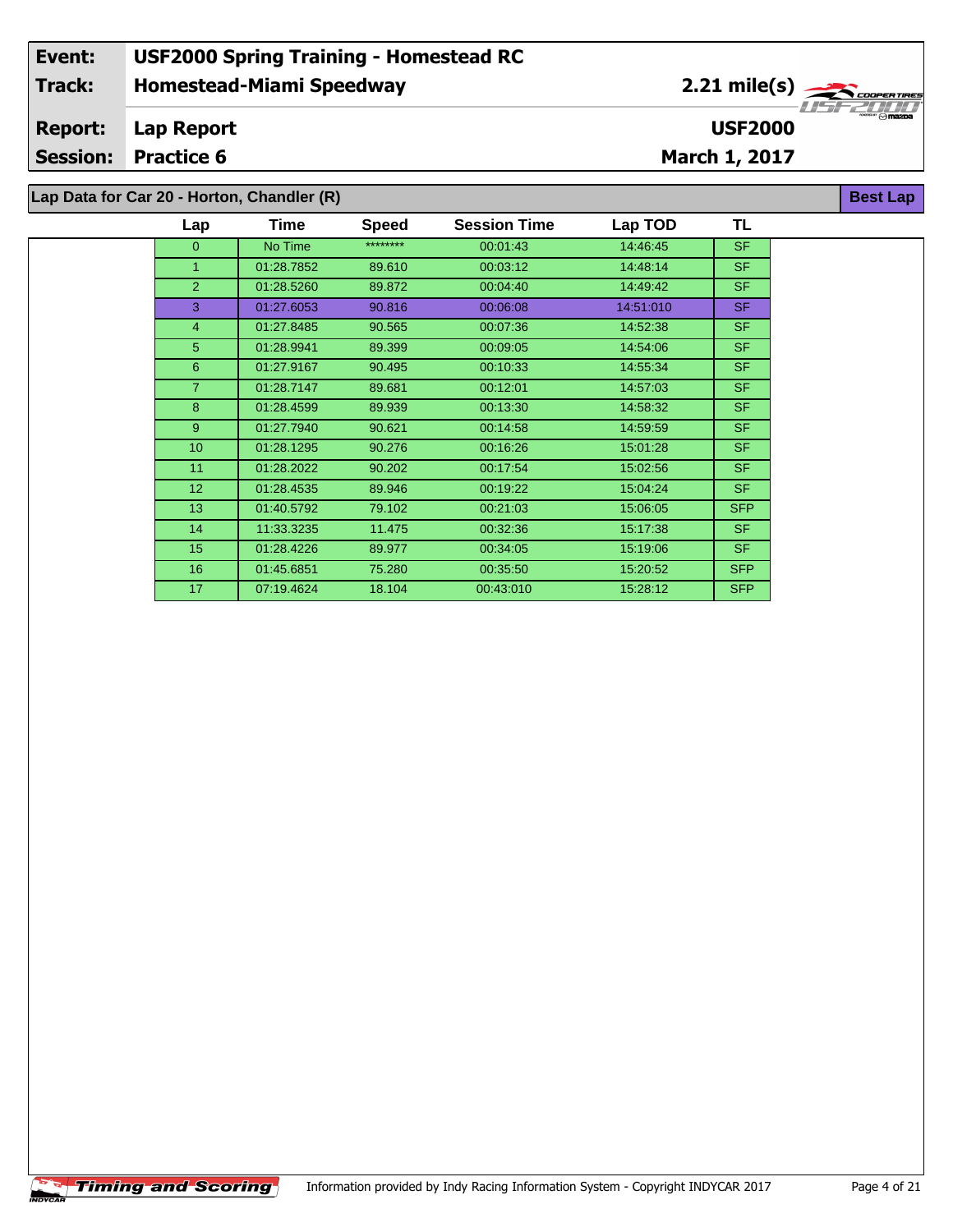| Event: | USF2000 Spring Training - Homestead RC | |
|---|---|---|
| Track: | Homestead-Miami Speedway | 2.21 mile(s) |
| Report: | Lap Report | USF2000 |
| Session: | Practice 6 | March 1, 2017 |

## Lap Data for Car 20 - Horton, Chandler (R)

**Best Lap**

| Lap | Time | Speed | Session Time | Lap TOD | TL |
|---|---|---|---|---|---|
| 0 | No Time | ******** | 00:01:43 | 14:46:45 | SF |
| 1 | 01:28.7852 | 89.610 | 00:03:12 | 14:48:14 | SF |
| 2 | 01:28.5260 | 89.872 | 00:04:40 | 14:49:42 | SF |
| 3 | 01:27.6053 | 90.816 | 00:06:08 | 14:51:010 | SF |
| 4 | 01:27.8485 | 90.565 | 00:07:36 | 14:52:38 | SF |
| 5 | 01:28.9941 | 89.399 | 00:09:05 | 14:54:06 | SF |
| 6 | 01:27.9167 | 90.495 | 00:10:33 | 14:55:34 | SF |
| 7 | 01:28.7147 | 89.681 | 00:12:01 | 14:57:03 | SF |
| 8 | 01:28.4599 | 89.939 | 00:13:30 | 14:58:32 | SF |
| 9 | 01:27.7940 | 90.621 | 00:14:58 | 14:59:59 | SF |
| 10 | 01:28.1295 | 90.276 | 00:16:26 | 15:01:28 | SF |
| 11 | 01:28.2022 | 90.202 | 00:17:54 | 15:02:56 | SF |
| 12 | 01:28.4535 | 89.946 | 00:19:22 | 15:04:24 | SF |
| 13 | 01:40.5792 | 79.102 | 00:21:03 | 15:06:05 | SFP |
| 14 | 11:33.3235 | 11.475 | 00:32:36 | 15:17:38 | SF |
| 15 | 01:28.4226 | 89.977 | 00:34:05 | 15:19:06 | SF |
| 16 | 01:45.6851 | 75.280 | 00:35:50 | 15:20:52 | SFP |
| 17 | 07:19.4624 | 18.104 | 00:43:010 | 15:28:12 | SFP |

Timing and Scoring

Information provided by Indy Racing Information System - Copyright INDYCAR 2017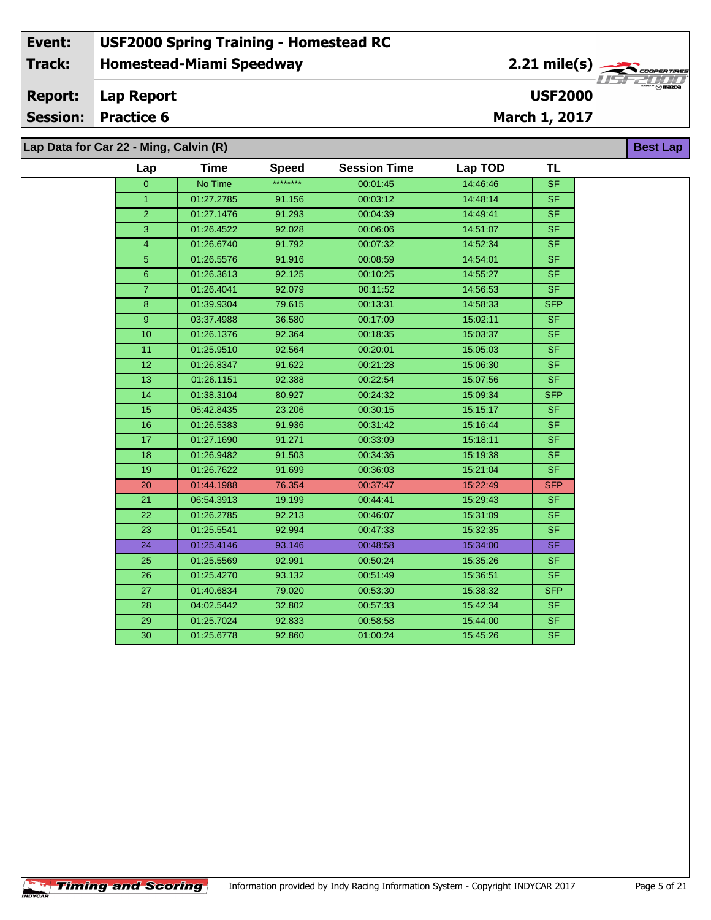| Event: | USF2000 Spring Training - Homestead RC | |
|---|---|---|
| Track: | Homestead-Miami Speedway | 2.21 mile(s) |
| Report: | Lap Report | USF2000 |
| Session: | Practice 6 | March 1, 2017 |

## Lap Data for Car 22 - Ming, Calvin (R)

Best Lap

| Lap | Time | Speed | Session Time | Lap TOD | TL |
|---|---|---|---|---|---|
| 0 | No Time | ******** | 00:01:45 | 14:46:46 | SF |
| 1 | 01:27.2785 | 91.156 | 00:03:12 | 14:48:14 | SF |
| 2 | 01:27.1476 | 91.293 | 00:04:39 | 14:49:41 | SF |
| 3 | 01:26.4522 | 92.028 | 00:06:06 | 14:51:07 | SF |
| 4 | 01:26.6740 | 91.792 | 00:07:32 | 14:52:34 | SF |
| 5 | 01:26.5576 | 91.916 | 00:08:59 | 14:54:01 | SF |
| 6 | 01:26.3613 | 92.125 | 00:10:25 | 14:55:27 | SF |
| 7 | 01:26.4041 | 92.079 | 00:11:52 | 14:56:53 | SF |
| 8 | 01:39.9304 | 79.615 | 00:13:31 | 14:58:33 | SFP |
| 9 | 03:37.4988 | 36.580 | 00:17:09 | 15:02:11 | SF |
| 10 | 01:26.1376 | 92.364 | 00:18:35 | 15:03:37 | SF |
| 11 | 01:25.9510 | 92.564 | 00:20:01 | 15:05:03 | SF |
| 12 | 01:26.8347 | 91.622 | 00:21:28 | 15:06:30 | SF |
| 13 | 01:26.1151 | 92.388 | 00:22:54 | 15:07:56 | SF |
| 14 | 01:38.3104 | 80.927 | 00:24:32 | 15:09:34 | SFP |
| 15 | 05:42.8435 | 23.206 | 00:30:15 | 15:15:17 | SF |
| 16 | 01:26.5383 | 91.936 | 00:31:42 | 15:16:44 | SF |
| 17 | 01:27.1690 | 91.271 | 00:33:09 | 15:18:11 | SF |
| 18 | 01:26.9482 | 91.503 | 00:34:36 | 15:19:38 | SF |
| 19 | 01:26.7622 | 91.699 | 00:36:03 | 15:21:04 | SF |
| 20 | 01:44.1988 | 76.354 | 00:37:47 | 15:22:49 | SFP |
| 21 | 06:54.3913 | 19.199 | 00:44:41 | 15:29:43 | SF |
| 22 | 01:26.2785 | 92.213 | 00:46:07 | 15:31:09 | SF |
| 23 | 01:25.5541 | 92.994 | 00:47:33 | 15:32:35 | SF |
| 24 | 01:25.4146 | 93.146 | 00:48:58 | 15:34:00 | SF |
| 25 | 01:25.5569 | 92.991 | 00:50:24 | 15:35:26 | SF |
| 26 | 01:25.4270 | 93.132 | 00:51:49 | 15:36:51 | SF |
| 27 | 01:40.6834 | 79.020 | 00:53:30 | 15:38:32 | SFP |
| 28 | 04:02.5442 | 32.802 | 00:57:33 | 15:42:34 | SF |
| 29 | 01:25.7024 | 92.833 | 00:58:58 | 15:44:00 | SF |
| 30 | 01:25.6778 | 92.860 | 01:00:24 | 15:45:26 | SF |

Information provided by Indy Racing Information System - Copyright INDYCAR 2017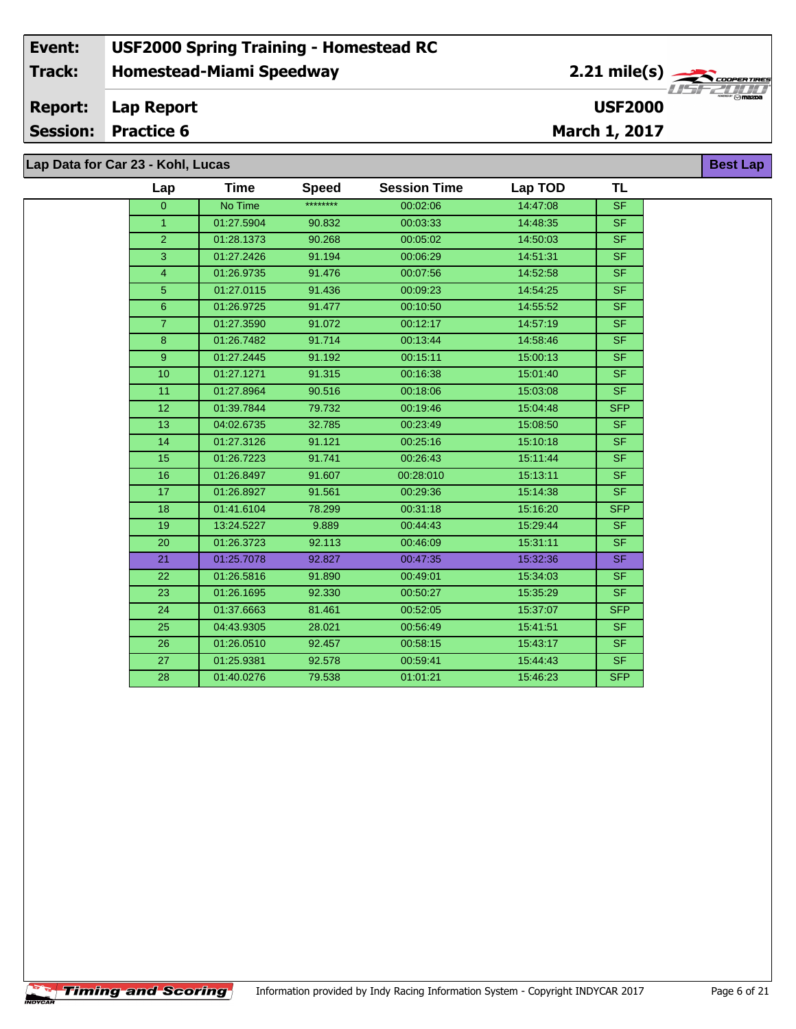| Event: | USF2000 Spring Training - Homestead RC | |
|---|---|---|
| Track: | Homestead-Miami Speedway | 2.21 mile(s) |
| Report: | Lap Report | USF2000 |
| Session: | Practice 6 | March 1, 2017 |

## Lap Data for Car 23 - Kohl, Lucas

**Best Lap**

| Lap | Time | Speed | Session Time | Lap TOD | TL |
|---|---|---|---|---|---|
| 0 | No Time | ******** | 00:02:06 | 14:47:08 | SF |
| 1 | 01:27.5904 | 90.832 | 00:03:33 | 14:48:35 | SF |
| 2 | 01:28.1373 | 90.268 | 00:05:02 | 14:50:03 | SF |
| 3 | 01:27.2426 | 91.194 | 00:06:29 | 14:51:31 | SF |
| 4 | 01:26.9735 | 91.476 | 00:07:56 | 14:52:58 | SF |
| 5 | 01:27.0115 | 91.436 | 00:09:23 | 14:54:25 | SF |
| 6 | 01:26.9725 | 91.477 | 00:10:50 | 14:55:52 | SF |
| 7 | 01:27.3590 | 91.072 | 00:12:17 | 14:57:19 | SF |
| 8 | 01:26.7482 | 91.714 | 00:13:44 | 14:58:46 | SF |
| 9 | 01:27.2445 | 91.192 | 00:15:11 | 15:00:13 | SF |
| 10 | 01:27.1271 | 91.315 | 00:16:38 | 15:01:40 | SF |
| 11 | 01:27.8964 | 90.516 | 00:18:06 | 15:03:08 | SF |
| 12 | 01:39.7844 | 79.732 | 00:19:46 | 15:04:48 | SFP |
| 13 | 04:02.6735 | 32.785 | 00:23:49 | 15:08:50 | SF |
| 14 | 01:27.3126 | 91.121 | 00:25:16 | 15:10:18 | SF |
| 15 | 01:26.7223 | 91.741 | 00:26:43 | 15:11:44 | SF |
| 16 | 01:26.8497 | 91.607 | 00:28:010 | 15:13:11 | SF |
| 17 | 01:26.8927 | 91.561 | 00:29:36 | 15:14:38 | SF |
| 18 | 01:41.6104 | 78.299 | 00:31:18 | 15:16:20 | SFP |
| 19 | 13:24.5227 | 9.889 | 00:44:43 | 15:29:44 | SF |
| 20 | 01:26.3723 | 92.113 | 00:46:09 | 15:31:11 | SF |
| 21 | 01:25.7078 | 92.827 | 00:47:35 | 15:32:36 | SF |
| 22 | 01:26.5816 | 91.890 | 00:49:01 | 15:34:03 | SF |
| 23 | 01:26.1695 | 92.330 | 00:50:27 | 15:35:29 | SF |
| 24 | 01:37.6663 | 81.461 | 00:52:05 | 15:37:07 | SFP |
| 25 | 04:43.9305 | 28.021 | 00:56:49 | 15:41:51 | SF |
| 26 | 01:26.0510 | 92.457 | 00:58:15 | 15:43:17 | SF |
| 27 | 01:25.9381 | 92.578 | 00:59:41 | 15:44:43 | SF |
| 28 | 01:40.0276 | 79.538 | 01:01:21 | 15:46:23 | SFP |

Information provided by Indy Racing Information System - Copyright INDYCAR 2017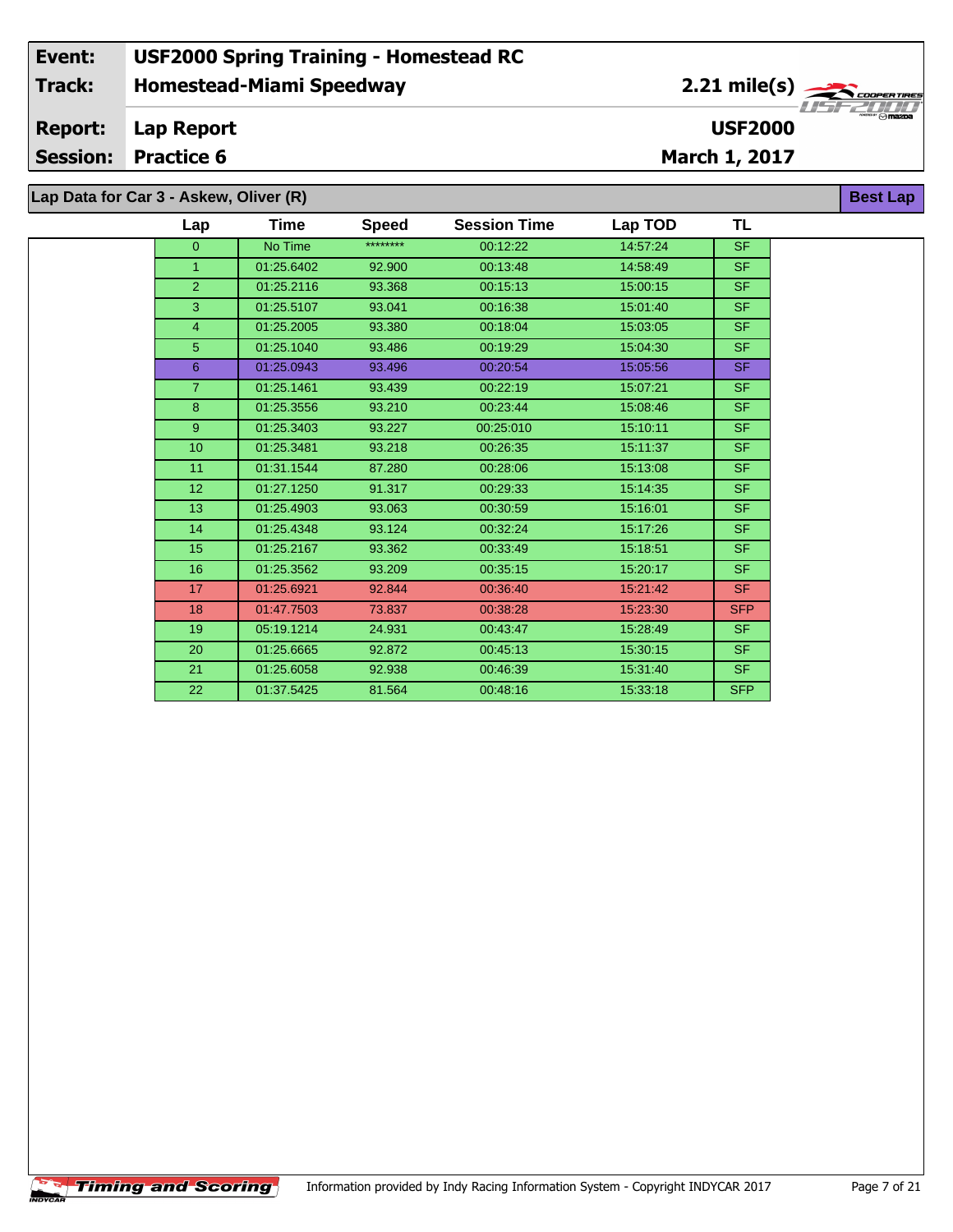| Event: | USF2000 Spring Training - Homestead RC | |
|---|---|---|
| Track: | Homestead-Miami Speedway | 2.21 mile(s) |
| Report: | Lap Report | USF2000 |
| Session: | Practice 6 | March 1, 2017 |

## Lap Data for Car 3 - Askew, Oliver (R)

Best Lap

| Lap | Time | Speed | Session Time | Lap TOD | TL |
|---|---|---|---|---|---|
| 0 | No Time | ******** | 00:12:22 | 14:57:24 | SF |
| 1 | 01:25.6402 | 92.900 | 00:13:48 | 14:58:49 | SF |
| 2 | 01:25.2116 | 93.368 | 00:15:13 | 15:00:15 | SF |
| 3 | 01:25.5107 | 93.041 | 00:16:38 | 15:01:40 | SF |
| 4 | 01:25.2005 | 93.380 | 00:18:04 | 15:03:05 | SF |
| 5 | 01:25.1040 | 93.486 | 00:19:29 | 15:04:30 | SF |
| 6 | 01:25.0943 | 93.496 | 00:20:54 | 15:05:56 | SF |
| 7 | 01:25.1461 | 93.439 | 00:22:19 | 15:07:21 | SF |
| 8 | 01:25.3556 | 93.210 | 00:23:44 | 15:08:46 | SF |
| 9 | 01:25.3403 | 93.227 | 00:25:010 | 15:10:11 | SF |
| 10 | 01:25.3481 | 93.218 | 00:26:35 | 15:11:37 | SF |
| 11 | 01:31.1544 | 87.280 | 00:28:06 | 15:13:08 | SF |
| 12 | 01:27.1250 | 91.317 | 00:29:33 | 15:14:35 | SF |
| 13 | 01:25.4903 | 93.063 | 00:30:59 | 15:16:01 | SF |
| 14 | 01:25.4348 | 93.124 | 00:32:24 | 15:17:26 | SF |
| 15 | 01:25.2167 | 93.362 | 00:33:49 | 15:18:51 | SF |
| 16 | 01:25.3562 | 93.209 | 00:35:15 | 15:20:17 | SF |
| 17 | 01:25.6921 | 92.844 | 00:36:40 | 15:21:42 | SF |
| 18 | 01:47.7503 | 73.837 | 00:38:28 | 15:23:30 | SFP |
| 19 | 05:19.1214 | 24.931 | 00:43:47 | 15:28:49 | SF |
| 20 | 01:25.6665 | 92.872 | 00:45:13 | 15:30:15 | SF |
| 21 | 01:25.6058 | 92.938 | 00:46:39 | 15:31:40 | SF |
| 22 | 01:37.5425 | 81.564 | 00:48:16 | 15:33:18 | SFP |

Information provided by Indy Racing Information System - Copyright INDYCAR 2017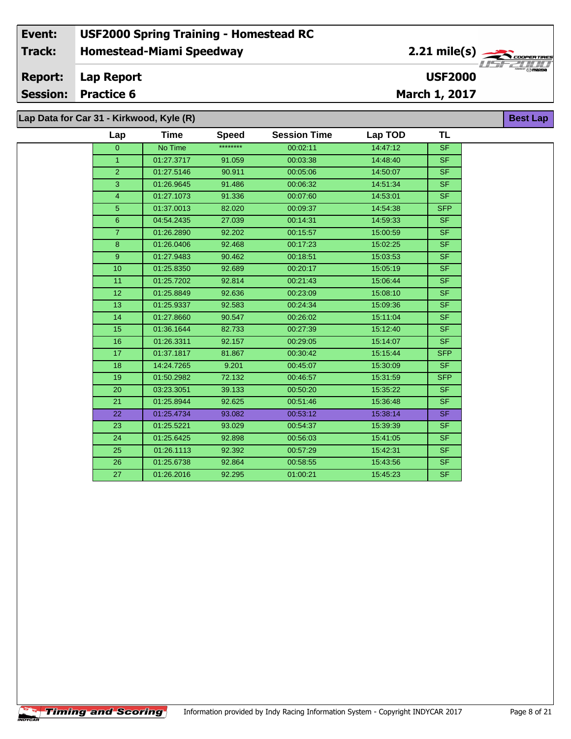| | | | |
|---|---|---|---|
| **Event:** | **USF2000 Spring Training - Homestead RC** | | |
| **Track:** | **Homestead-Miami Speedway** | **2.21 mile(s)** | |
| **Report:** | **Lap Report** | **USF2000** | |
| **Session:** | **Practice 6** | **March 1, 2017** | |

**Lap Data for Car 31 - Kirkwood, Kyle (R)** — **Best Lap**

| Lap | Time | Speed | Session Time | Lap TOD | TL |
|---|---|---|---|---|---|
| 0 | No Time | ******** | 00:02:11 | 14:47:12 | SF |
| 1 | 01:27.3717 | 91.059 | 00:03:38 | 14:48:40 | SF |
| 2 | 01:27.5146 | 90.911 | 00:05:06 | 14:50:07 | SF |
| 3 | 01:26.9645 | 91.486 | 00:06:32 | 14:51:34 | SF |
| 4 | 01:27.1073 | 91.336 | 00:07:60 | 14:53:01 | SF |
| 5 | 01:37.0013 | 82.020 | 00:09:37 | 14:54:38 | SFP |
| 6 | 04:54.2435 | 27.039 | 00:14:31 | 14:59:33 | SF |
| 7 | 01:26.2890 | 92.202 | 00:15:57 | 15:00:59 | SF |
| 8 | 01:26.0406 | 92.468 | 00:17:23 | 15:02:25 | SF |
| 9 | 01:27.9483 | 90.462 | 00:18:51 | 15:03:53 | SF |
| 10 | 01:25.8350 | 92.689 | 00:20:17 | 15:05:19 | SF |
| 11 | 01:25.7202 | 92.814 | 00:21:43 | 15:06:44 | SF |
| 12 | 01:25.8849 | 92.636 | 00:23:09 | 15:08:10 | SF |
| 13 | 01:25.9337 | 92.583 | 00:24:34 | 15:09:36 | SF |
| 14 | 01:27.8660 | 90.547 | 00:26:02 | 15:11:04 | SF |
| 15 | 01:36.1644 | 82.733 | 00:27:39 | 15:12:40 | SF |
| 16 | 01:26.3311 | 92.157 | 00:29:05 | 15:14:07 | SF |
| 17 | 01:37.1817 | 81.867 | 00:30:42 | 15:15:44 | SFP |
| 18 | 14:24.7265 | 9.201 | 00:45:07 | 15:30:09 | SF |
| 19 | 01:50.2982 | 72.132 | 00:46:57 | 15:31:59 | SFP |
| 20 | 03:23.3051 | 39.133 | 00:50:20 | 15:35:22 | SF |
| 21 | 01:25.8944 | 92.625 | 00:51:46 | 15:36:48 | SF |
| 22 | 01:25.4734 | 93.082 | 00:53:12 | 15:38:14 | SF |
| 23 | 01:25.5221 | 93.029 | 00:54:37 | 15:39:39 | SF |
| 24 | 01:25.6425 | 92.898 | 00:56:03 | 15:41:05 | SF |
| 25 | 01:26.1113 | 92.392 | 00:57:29 | 15:42:31 | SF |
| 26 | 01:25.6738 | 92.864 | 00:58:55 | 15:43:56 | SF |
| 27 | 01:26.2016 | 92.295 | 01:00:21 | 15:45:23 | SF |

Information provided by Indy Racing Information System - Copyright INDYCAR 2017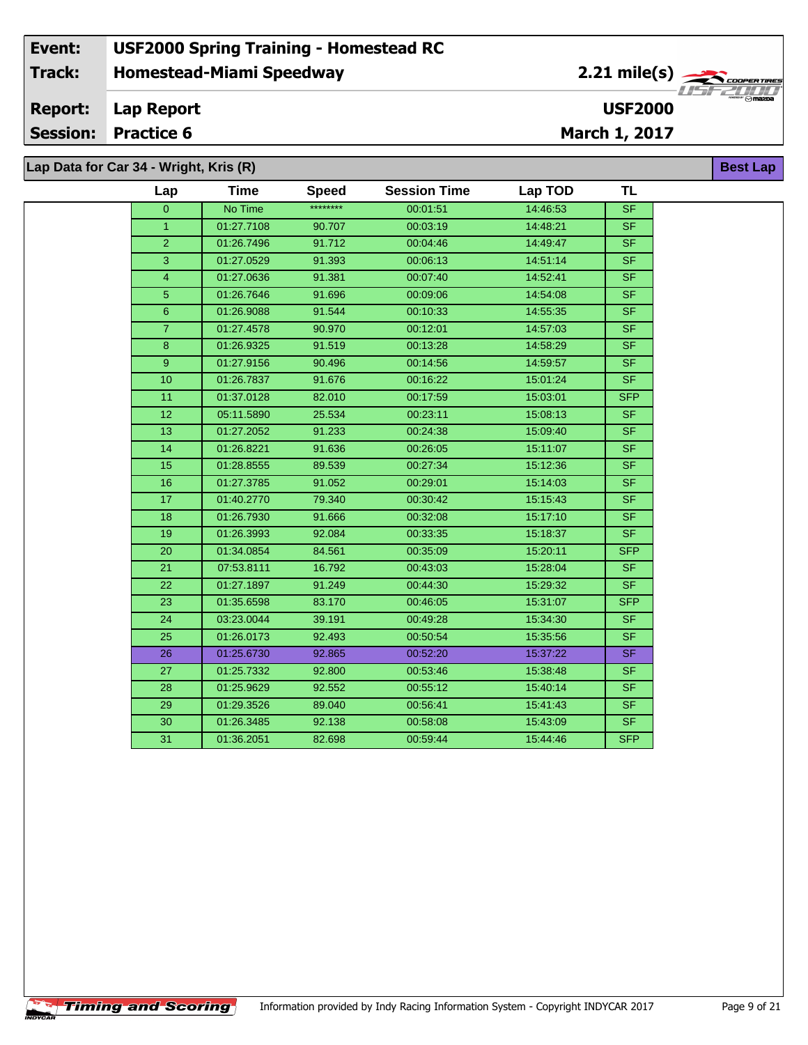| | | | |
|---|---|---|---|
| **Event:** | **USF2000 Spring Training - Homestead RC** | | |
| **Track:** | **Homestead-Miami Speedway** | **2.21 mile(s)** | |
| **Report:** | **Lap Report** | **USF2000** | |
| **Session:** | **Practice 6** | **March 1, 2017** | |

## Lap Data for Car 34 - Wright, Kris (R)

**Best Lap**

| Lap | Time | Speed | Session Time | Lap TOD | TL |
|---|---|---|---|---|---|
| 0 | No Time | ******** | 00:01:51 | 14:46:53 | SF |
| 1 | 01:27.7108 | 90.707 | 00:03:19 | 14:48:21 | SF |
| 2 | 01:26.7496 | 91.712 | 00:04:46 | 14:49:47 | SF |
| 3 | 01:27.0529 | 91.393 | 00:06:13 | 14:51:14 | SF |
| 4 | 01:27.0636 | 91.381 | 00:07:40 | 14:52:41 | SF |
| 5 | 01:26.7646 | 91.696 | 00:09:06 | 14:54:08 | SF |
| 6 | 01:26.9088 | 91.544 | 00:10:33 | 14:55:35 | SF |
| 7 | 01:27.4578 | 90.970 | 00:12:01 | 14:57:03 | SF |
| 8 | 01:26.9325 | 91.519 | 00:13:28 | 14:58:29 | SF |
| 9 | 01:27.9156 | 90.496 | 00:14:56 | 14:59:57 | SF |
| 10 | 01:26.7837 | 91.676 | 00:16:22 | 15:01:24 | SF |
| 11 | 01:37.0128 | 82.010 | 00:17:59 | 15:03:01 | SFP |
| 12 | 05:11.5890 | 25.534 | 00:23:11 | 15:08:13 | SF |
| 13 | 01:27.2052 | 91.233 | 00:24:38 | 15:09:40 | SF |
| 14 | 01:26.8221 | 91.636 | 00:26:05 | 15:11:07 | SF |
| 15 | 01:28.8555 | 89.539 | 00:27:34 | 15:12:36 | SF |
| 16 | 01:27.3785 | 91.052 | 00:29:01 | 15:14:03 | SF |
| 17 | 01:40.2770 | 79.340 | 00:30:42 | 15:15:43 | SF |
| 18 | 01:26.7930 | 91.666 | 00:32:08 | 15:17:10 | SF |
| 19 | 01:26.3993 | 92.084 | 00:33:35 | 15:18:37 | SF |
| 20 | 01:34.0854 | 84.561 | 00:35:09 | 15:20:11 | SFP |
| 21 | 07:53.8111 | 16.792 | 00:43:03 | 15:28:04 | SF |
| 22 | 01:27.1897 | 91.249 | 00:44:30 | 15:29:32 | SF |
| 23 | 01:35.6598 | 83.170 | 00:46:05 | 15:31:07 | SFP |
| 24 | 03:23.0044 | 39.191 | 00:49:28 | 15:34:30 | SF |
| 25 | 01:26.0173 | 92.493 | 00:50:54 | 15:35:56 | SF |
| 26 | 01:25.6730 | 92.865 | 00:52:20 | 15:37:22 | SF |
| 27 | 01:25.7332 | 92.800 | 00:53:46 | 15:38:48 | SF |
| 28 | 01:25.9629 | 92.552 | 00:55:12 | 15:40:14 | SF |
| 29 | 01:29.3526 | 89.040 | 00:56:41 | 15:41:43 | SF |
| 30 | 01:26.3485 | 92.138 | 00:58:08 | 15:43:09 | SF |
| 31 | 01:36.2051 | 82.698 | 00:59:44 | 15:44:46 | SFP |

Information provided by Indy Racing Information System - Copyright INDYCAR 2017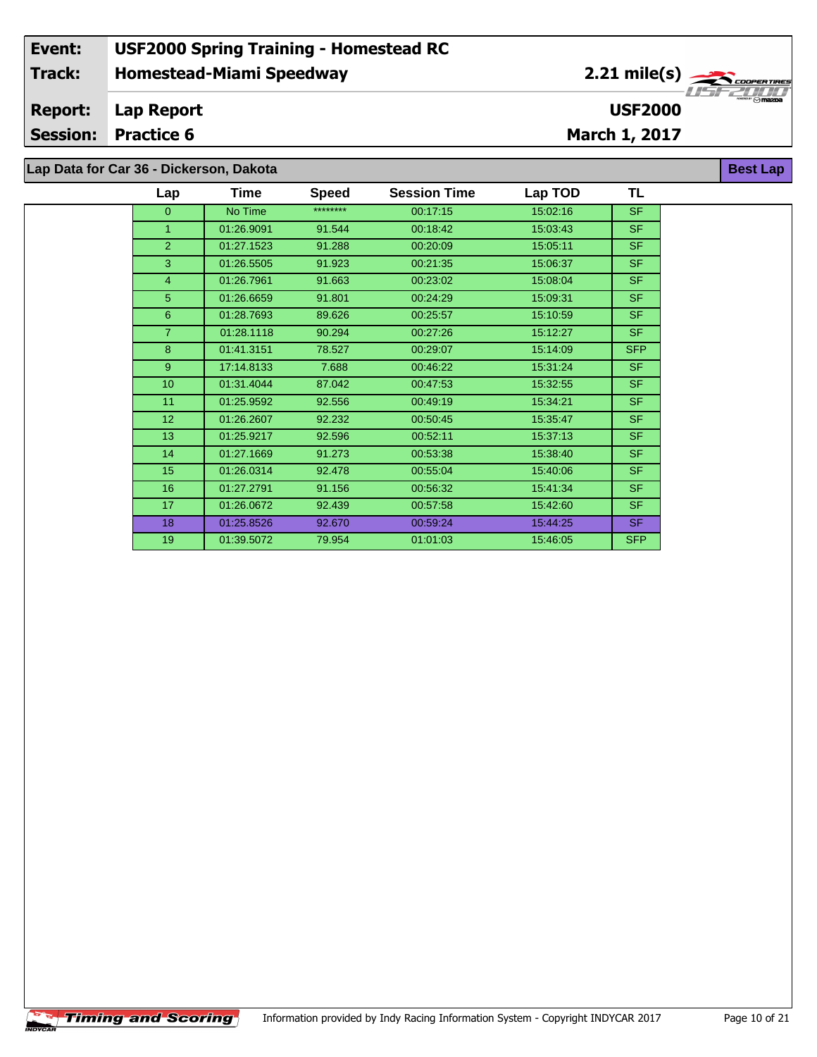| | |
|---|---|
| **Event:** | **USF2000 Spring Training - Homestead RC** |
| **Track:** | **Homestead-Miami Speedway** |
| **Report:** | **Lap Report** |
| **Session:** | **Practice 6** |

**2.21 mile(s)**

**USF2000**

**March 1, 2017**

**Lap Data for Car 36 - Dickerson, Dakota**

**Best Lap**

| Lap | Time | Speed | Session Time | Lap TOD | TL |
|---|---|---|---|---|---|
| 0 | No Time | ******** | 00:17:15 | 15:02:16 | SF |
| 1 | 01:26.9091 | 91.544 | 00:18:42 | 15:03:43 | SF |
| 2 | 01:27.1523 | 91.288 | 00:20:09 | 15:05:11 | SF |
| 3 | 01:26.5505 | 91.923 | 00:21:35 | 15:06:37 | SF |
| 4 | 01:26.7961 | 91.663 | 00:23:02 | 15:08:04 | SF |
| 5 | 01:26.6659 | 91.801 | 00:24:29 | 15:09:31 | SF |
| 6 | 01:28.7693 | 89.626 | 00:25:57 | 15:10:59 | SF |
| 7 | 01:28.1118 | 90.294 | 00:27:26 | 15:12:27 | SF |
| 8 | 01:41.3151 | 78.527 | 00:29:07 | 15:14:09 | SFP |
| 9 | 17:14.8133 | 7.688 | 00:46:22 | 15:31:24 | SF |
| 10 | 01:31.4044 | 87.042 | 00:47:53 | 15:32:55 | SF |
| 11 | 01:25.9592 | 92.556 | 00:49:19 | 15:34:21 | SF |
| 12 | 01:26.2607 | 92.232 | 00:50:45 | 15:35:47 | SF |
| 13 | 01:25.9217 | 92.596 | 00:52:11 | 15:37:13 | SF |
| 14 | 01:27.1669 | 91.273 | 00:53:38 | 15:38:40 | SF |
| 15 | 01:26.0314 | 92.478 | 00:55:04 | 15:40:06 | SF |
| 16 | 01:27.2791 | 91.156 | 00:56:32 | 15:41:34 | SF |
| 17 | 01:26.0672 | 92.439 | 00:57:58 | 15:42:60 | SF |
| 18 | 01:25.8526 | 92.670 | 00:59:24 | 15:44:25 | SF |
| 19 | 01:39.5072 | 79.954 | 01:01:03 | 15:46:05 | SFP |

Information provided by Indy Racing Information System - Copyright INDYCAR 2017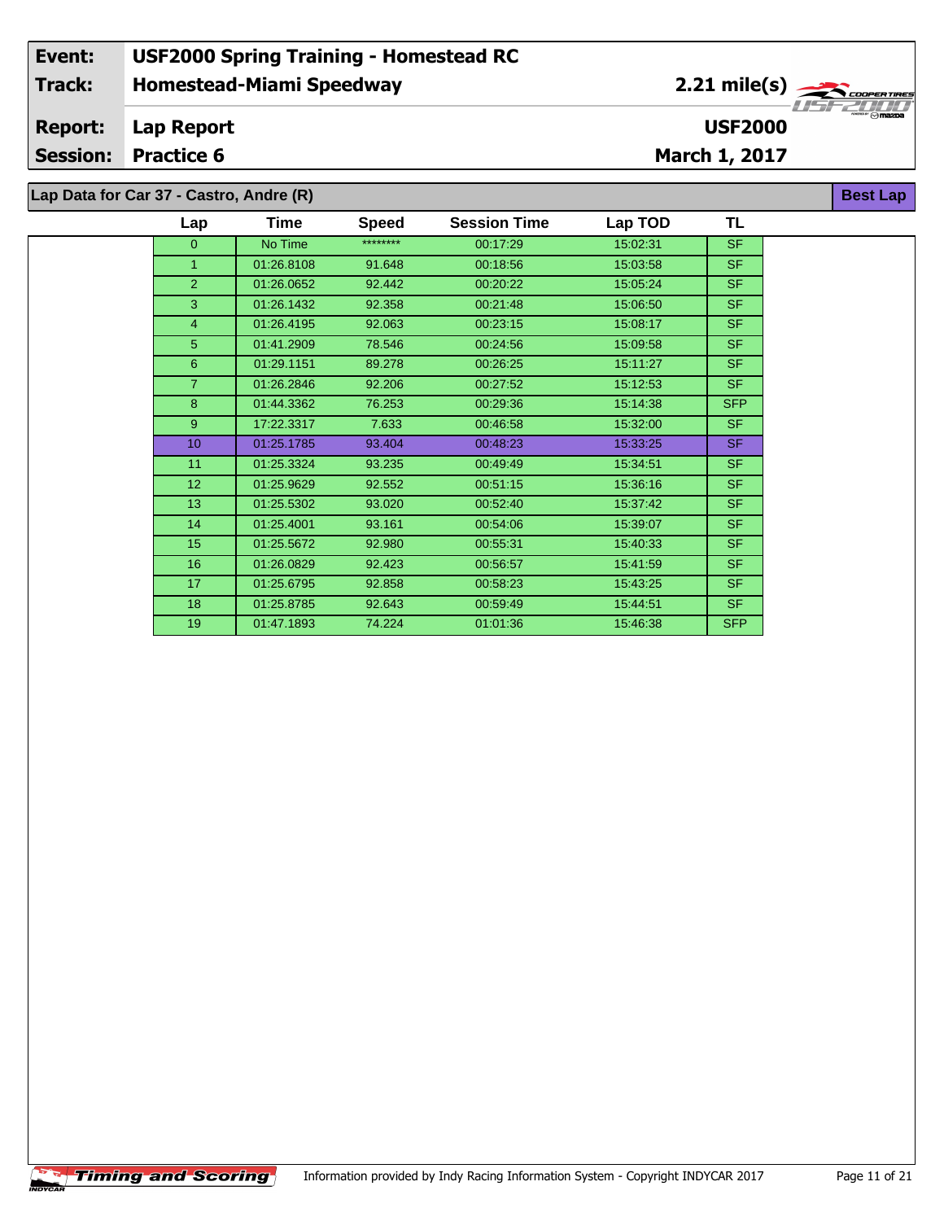| Event: | USF2000 Spring Training - Homestead RC | |
|---|---|---|
| Track: | Homestead-Miami Speedway | 2.21 mile(s) |
| Report: | Lap Report | USF2000 |
| Session: | Practice 6 | March 1, 2017 |

## Lap Data for Car 37 - Castro, Andre (R)

**Best Lap**

| Lap | Time | Speed | Session Time | Lap TOD | TL |
|---|---|---|---|---|---|
| 0 | No Time | ******** | 00:17:29 | 15:02:31 | SF |
| 1 | 01:26.8108 | 91.648 | 00:18:56 | 15:03:58 | SF |
| 2 | 01:26.0652 | 92.442 | 00:20:22 | 15:05:24 | SF |
| 3 | 01:26.1432 | 92.358 | 00:21:48 | 15:06:50 | SF |
| 4 | 01:26.4195 | 92.063 | 00:23:15 | 15:08:17 | SF |
| 5 | 01:41.2909 | 78.546 | 00:24:56 | 15:09:58 | SF |
| 6 | 01:29.1151 | 89.278 | 00:26:25 | 15:11:27 | SF |
| 7 | 01:26.2846 | 92.206 | 00:27:52 | 15:12:53 | SF |
| 8 | 01:44.3362 | 76.253 | 00:29:36 | 15:14:38 | SFP |
| 9 | 17:22.3317 | 7.633 | 00:46:58 | 15:32:00 | SF |
| 10 | 01:25.1785 | 93.404 | 00:48:23 | 15:33:25 | SF |
| 11 | 01:25.3324 | 93.235 | 00:49:49 | 15:34:51 | SF |
| 12 | 01:25.9629 | 92.552 | 00:51:15 | 15:36:16 | SF |
| 13 | 01:25.5302 | 93.020 | 00:52:40 | 15:37:42 | SF |
| 14 | 01:25.4001 | 93.161 | 00:54:06 | 15:39:07 | SF |
| 15 | 01:25.5672 | 92.980 | 00:55:31 | 15:40:33 | SF |
| 16 | 01:26.0829 | 92.423 | 00:56:57 | 15:41:59 | SF |
| 17 | 01:25.6795 | 92.858 | 00:58:23 | 15:43:25 | SF |
| 18 | 01:25.8785 | 92.643 | 00:59:49 | 15:44:51 | SF |
| 19 | 01:47.1893 | 74.224 | 01:01:36 | 15:46:38 | SFP |

Information provided by Indy Racing Information System - Copyright INDYCAR 2017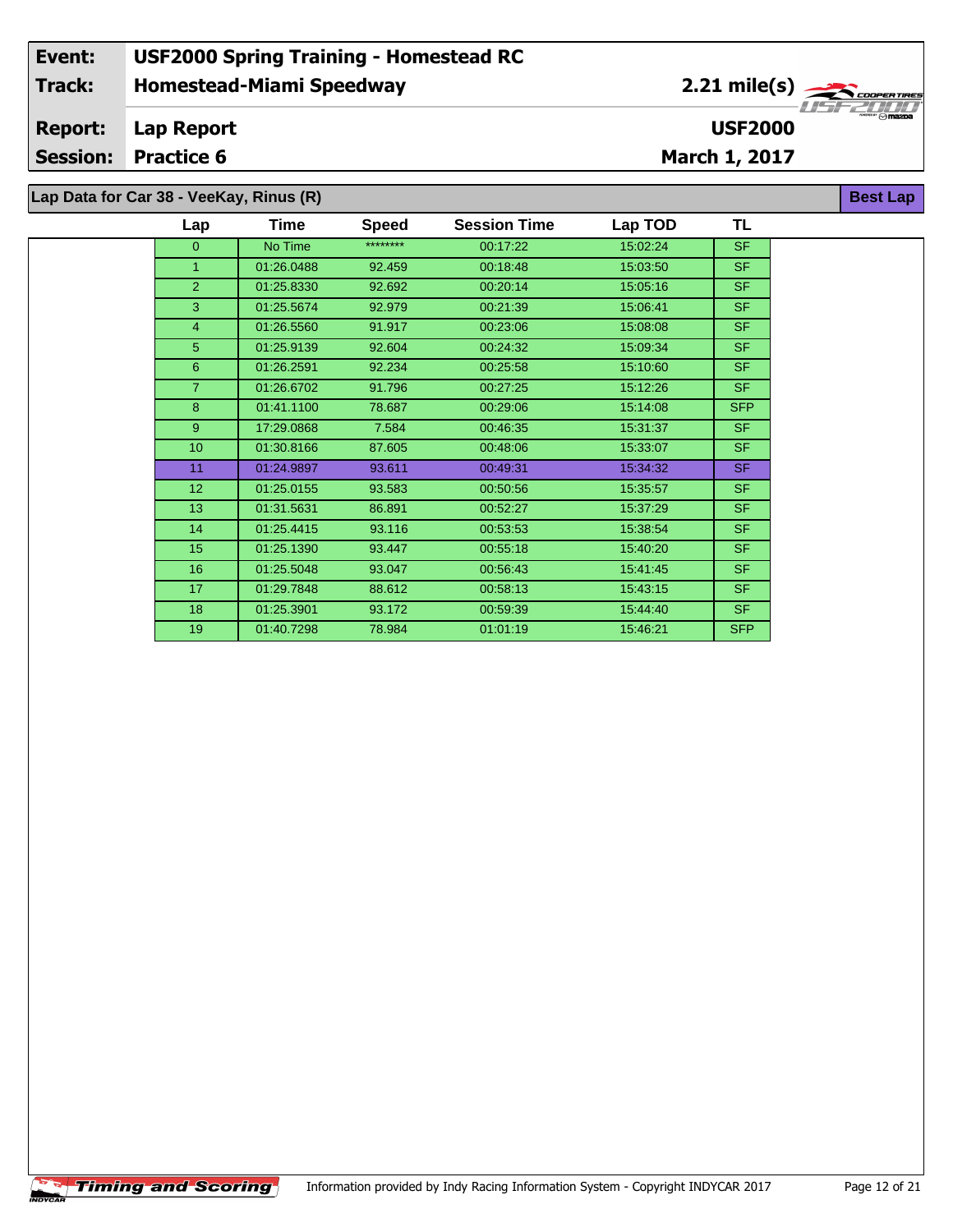| Event: | USF2000 Spring Training - Homestead RC | |
|---|---|---|
| Track: | Homestead-Miami Speedway | 2.21 mile(s) |
| Report: | Lap Report | USF2000 |
| Session: | Practice 6 | March 1, 2017 |

**Lap Data for Car 38 - VeeKay, Rinus (R)** — **Best Lap**

| Lap | Time | Speed | Session Time | Lap TOD | TL |
|---|---|---|---|---|---|
| 0 | No Time | ******** | 00:17:22 | 15:02:24 | SF |
| 1 | 01:26.0488 | 92.459 | 00:18:48 | 15:03:50 | SF |
| 2 | 01:25.8330 | 92.692 | 00:20:14 | 15:05:16 | SF |
| 3 | 01:25.5674 | 92.979 | 00:21:39 | 15:06:41 | SF |
| 4 | 01:26.5560 | 91.917 | 00:23:06 | 15:08:08 | SF |
| 5 | 01:25.9139 | 92.604 | 00:24:32 | 15:09:34 | SF |
| 6 | 01:26.2591 | 92.234 | 00:25:58 | 15:10:60 | SF |
| 7 | 01:26.6702 | 91.796 | 00:27:25 | 15:12:26 | SF |
| 8 | 01:41.1100 | 78.687 | 00:29:06 | 15:14:08 | SFP |
| 9 | 17:29.0868 | 7.584 | 00:46:35 | 15:31:37 | SF |
| 10 | 01:30.8166 | 87.605 | 00:48:06 | 15:33:07 | SF |
| 11 | 01:24.9897 | 93.611 | 00:49:31 | 15:34:32 | SF |
| 12 | 01:25.0155 | 93.583 | 00:50:56 | 15:35:57 | SF |
| 13 | 01:31.5631 | 86.891 | 00:52:27 | 15:37:29 | SF |
| 14 | 01:25.4415 | 93.116 | 00:53:53 | 15:38:54 | SF |
| 15 | 01:25.1390 | 93.447 | 00:55:18 | 15:40:20 | SF |
| 16 | 01:25.5048 | 93.047 | 00:56:43 | 15:41:45 | SF |
| 17 | 01:29.7848 | 88.612 | 00:58:13 | 15:43:15 | SF |
| 18 | 01:25.3901 | 93.172 | 00:59:39 | 15:44:40 | SF |
| 19 | 01:40.7298 | 78.984 | 01:01:19 | 15:46:21 | SFP |

Information provided by Indy Racing Information System - Copyright INDYCAR 2017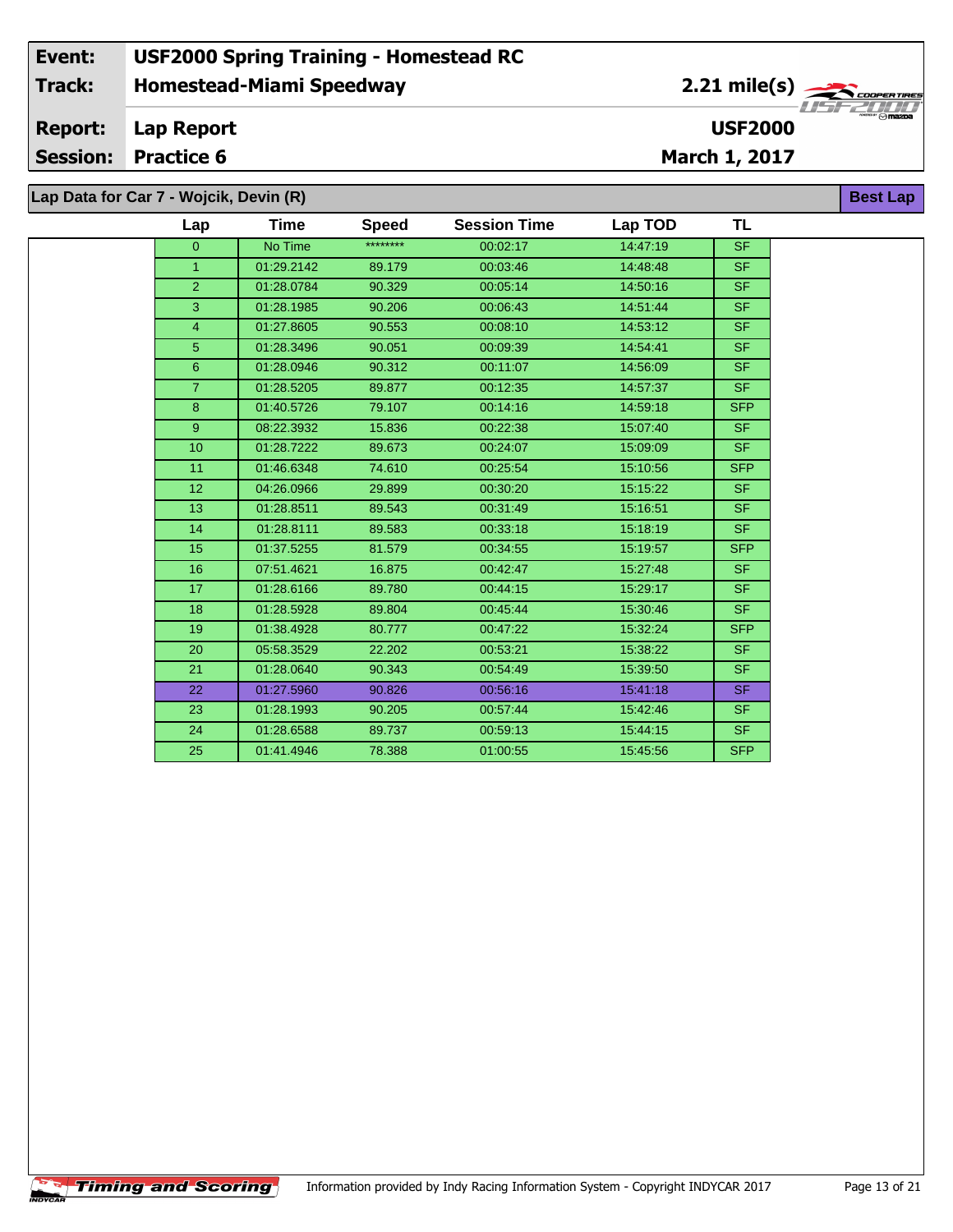| Event: | USF2000 Spring Training - Homestead RC | |
|---|---|---|
| Track: | Homestead-Miami Speedway | 2.21 mile(s) |
| Report: | Lap Report | USF2000 |
| Session: | Practice 6 | March 1, 2017 |

## Lap Data for Car 7 - Wojcik, Devin (R)

**Best Lap**

| Lap | Time | Speed | Session Time | Lap TOD | TL |
|---|---|---|---|---|---|
| 0 | No Time | ******** | 00:02:17 | 14:47:19 | SF |
| 1 | 01:29.2142 | 89.179 | 00:03:46 | 14:48:48 | SF |
| 2 | 01:28.0784 | 90.329 | 00:05:14 | 14:50:16 | SF |
| 3 | 01:28.1985 | 90.206 | 00:06:43 | 14:51:44 | SF |
| 4 | 01:27.8605 | 90.553 | 00:08:10 | 14:53:12 | SF |
| 5 | 01:28.3496 | 90.051 | 00:09:39 | 14:54:41 | SF |
| 6 | 01:28.0946 | 90.312 | 00:11:07 | 14:56:09 | SF |
| 7 | 01:28.5205 | 89.877 | 00:12:35 | 14:57:37 | SF |
| 8 | 01:40.5726 | 79.107 | 00:14:16 | 14:59:18 | SFP |
| 9 | 08:22.3932 | 15.836 | 00:22:38 | 15:07:40 | SF |
| 10 | 01:28.7222 | 89.673 | 00:24:07 | 15:09:09 | SF |
| 11 | 01:46.6348 | 74.610 | 00:25:54 | 15:10:56 | SFP |
| 12 | 04:26.0966 | 29.899 | 00:30:20 | 15:15:22 | SF |
| 13 | 01:28.8511 | 89.543 | 00:31:49 | 15:16:51 | SF |
| 14 | 01:28.8111 | 89.583 | 00:33:18 | 15:18:19 | SF |
| 15 | 01:37.5255 | 81.579 | 00:34:55 | 15:19:57 | SFP |
| 16 | 07:51.4621 | 16.875 | 00:42:47 | 15:27:48 | SF |
| 17 | 01:28.6166 | 89.780 | 00:44:15 | 15:29:17 | SF |
| 18 | 01:28.5928 | 89.804 | 00:45:44 | 15:30:46 | SF |
| 19 | 01:38.4928 | 80.777 | 00:47:22 | 15:32:24 | SFP |
| 20 | 05:58.3529 | 22.202 | 00:53:21 | 15:38:22 | SF |
| 21 | 01:28.0640 | 90.343 | 00:54:49 | 15:39:50 | SF |
| 22 | 01:27.5960 | 90.826 | 00:56:16 | 15:41:18 | SF |
| 23 | 01:28.1993 | 90.205 | 00:57:44 | 15:42:46 | SF |
| 24 | 01:28.6588 | 89.737 | 00:59:13 | 15:44:15 | SF |
| 25 | 01:41.4946 | 78.388 | 01:00:55 | 15:45:56 | SFP |

Information provided by Indy Racing Information System - Copyright INDYCAR 2017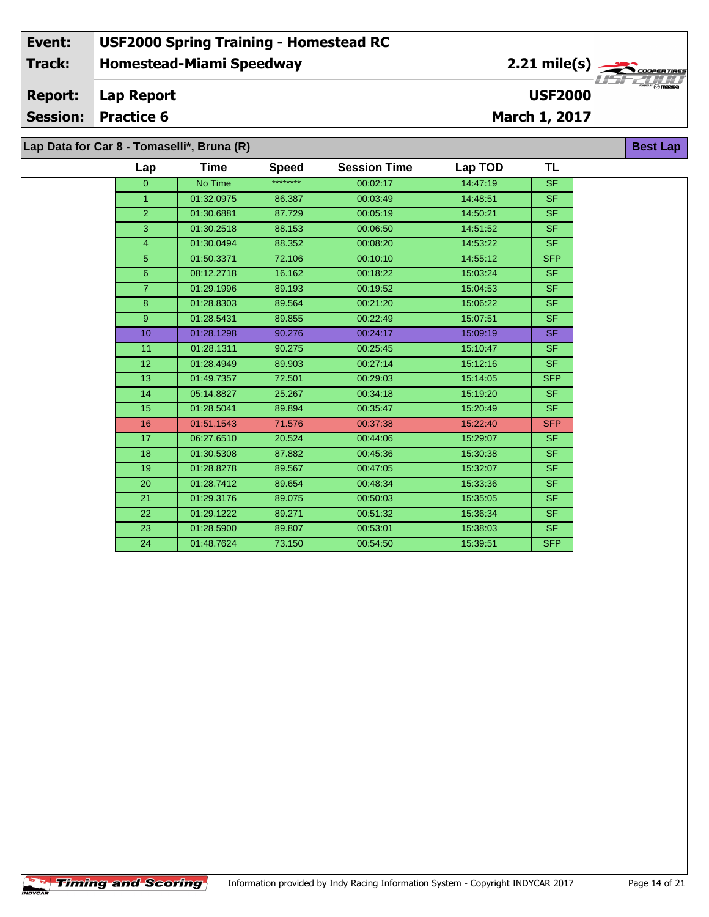| Event: | USF2000 Spring Training - Homestead RC | |
|---|---|---|
| Track: | Homestead-Miami Speedway | 2.21 mile(s) |
| Report: | Lap Report | USF2000 |
| Session: | Practice 6 | March 1, 2017 |

## Lap Data for Car 8 - Tomaselli*, Bruna (R)

**Best Lap**

| Lap | Time | Speed | Session Time | Lap TOD | TL |
|---|---|---|---|---|---|
| 0 | No Time | ******** | 00:02:17 | 14:47:19 | SF |
| 1 | 01:32.0975 | 86.387 | 00:03:49 | 14:48:51 | SF |
| 2 | 01:30.6881 | 87.729 | 00:05:19 | 14:50:21 | SF |
| 3 | 01:30.2518 | 88.153 | 00:06:50 | 14:51:52 | SF |
| 4 | 01:30.0494 | 88.352 | 00:08:20 | 14:53:22 | SF |
| 5 | 01:50.3371 | 72.106 | 00:10:10 | 14:55:12 | SFP |
| 6 | 08:12.2718 | 16.162 | 00:18:22 | 15:03:24 | SF |
| 7 | 01:29.1996 | 89.193 | 00:19:52 | 15:04:53 | SF |
| 8 | 01:28.8303 | 89.564 | 00:21:20 | 15:06:22 | SF |
| 9 | 01:28.5431 | 89.855 | 00:22:49 | 15:07:51 | SF |
| 10 | 01:28.1298 | 90.276 | 00:24:17 | 15:09:19 | SF |
| 11 | 01:28.1311 | 90.275 | 00:25:45 | 15:10:47 | SF |
| 12 | 01:28.4949 | 89.903 | 00:27:14 | 15:12:16 | SF |
| 13 | 01:49.7357 | 72.501 | 00:29:03 | 15:14:05 | SFP |
| 14 | 05:14.8827 | 25.267 | 00:34:18 | 15:19:20 | SF |
| 15 | 01:28.5041 | 89.894 | 00:35:47 | 15:20:49 | SF |
| 16 | 01:51.1543 | 71.576 | 00:37:38 | 15:22:40 | SFP |
| 17 | 06:27.6510 | 20.524 | 00:44:06 | 15:29:07 | SF |
| 18 | 01:30.5308 | 87.882 | 00:45:36 | 15:30:38 | SF |
| 19 | 01:28.8278 | 89.567 | 00:47:05 | 15:32:07 | SF |
| 20 | 01:28.7412 | 89.654 | 00:48:34 | 15:33:36 | SF |
| 21 | 01:29.3176 | 89.075 | 00:50:03 | 15:35:05 | SF |
| 22 | 01:29.1222 | 89.271 | 00:51:32 | 15:36:34 | SF |
| 23 | 01:28.5900 | 89.807 | 00:53:01 | 15:38:03 | SF |
| 24 | 01:48.7624 | 73.150 | 00:54:50 | 15:39:51 | SFP |

Information provided by Indy Racing Information System - Copyright INDYCAR 2017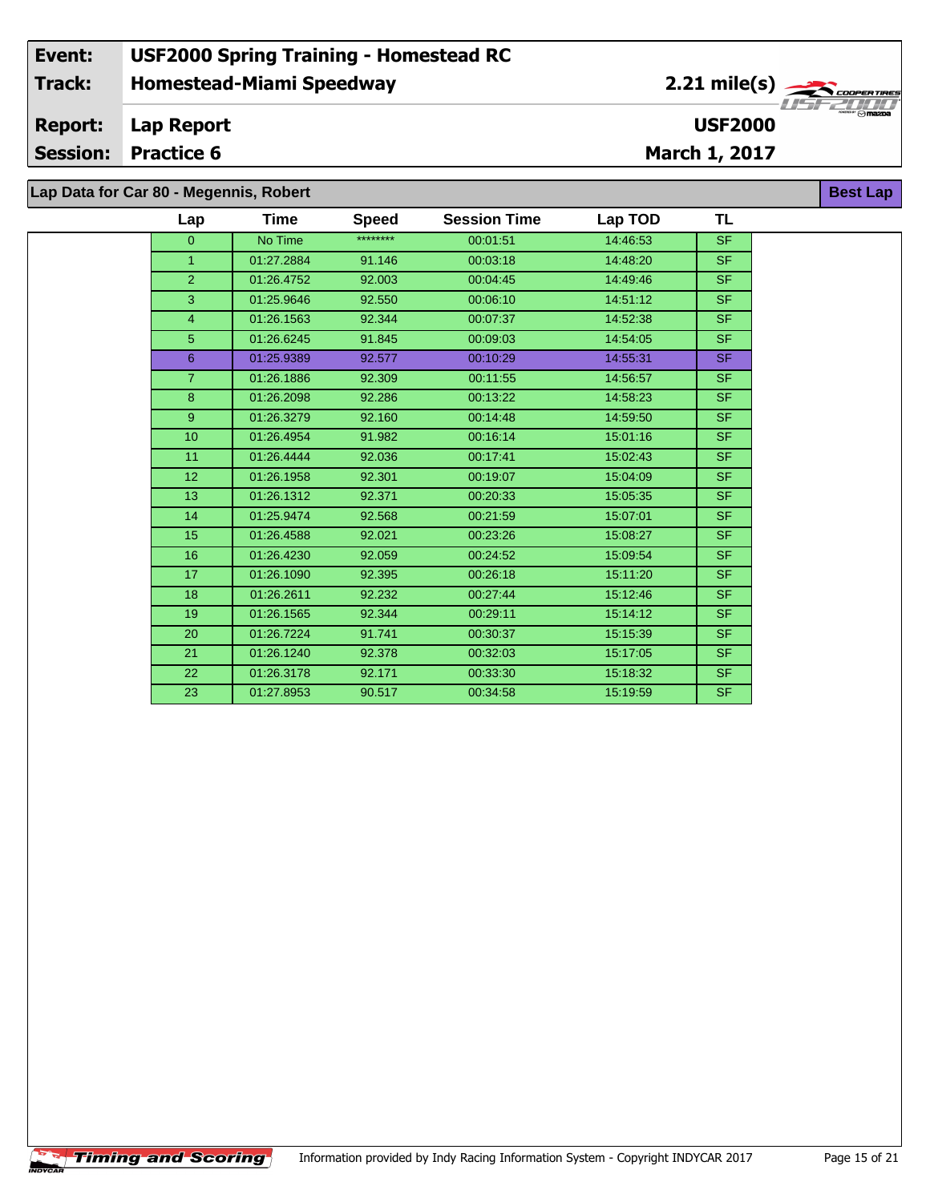| | |
|---|---|
| **Event:** | **USF2000 Spring Training - Homestead RC** |
| **Track:** | **Homestead-Miami Speedway** |
| **Report:** | **Lap Report** |
| **Session:** | **Practice 6** |

**2.21 mile(s)**

**USF2000**

**March 1, 2017**

## Lap Data for Car 80 - Megennis, Robert

**Best Lap**

| Lap | Time | Speed | Session Time | Lap TOD | TL |
|---|---|---|---|---|---|
| 0 | No Time | ******** | 00:01:51 | 14:46:53 | SF |
| 1 | 01:27.2884 | 91.146 | 00:03:18 | 14:48:20 | SF |
| 2 | 01:26.4752 | 92.003 | 00:04:45 | 14:49:46 | SF |
| 3 | 01:25.9646 | 92.550 | 00:06:10 | 14:51:12 | SF |
| 4 | 01:26.1563 | 92.344 | 00:07:37 | 14:52:38 | SF |
| 5 | 01:26.6245 | 91.845 | 00:09:03 | 14:54:05 | SF |
| 6 | 01:25.9389 | 92.577 | 00:10:29 | 14:55:31 | SF |
| 7 | 01:26.1886 | 92.309 | 00:11:55 | 14:56:57 | SF |
| 8 | 01:26.2098 | 92.286 | 00:13:22 | 14:58:23 | SF |
| 9 | 01:26.3279 | 92.160 | 00:14:48 | 14:59:50 | SF |
| 10 | 01:26.4954 | 91.982 | 00:16:14 | 15:01:16 | SF |
| 11 | 01:26.4444 | 92.036 | 00:17:41 | 15:02:43 | SF |
| 12 | 01:26.1958 | 92.301 | 00:19:07 | 15:04:09 | SF |
| 13 | 01:26.1312 | 92.371 | 00:20:33 | 15:05:35 | SF |
| 14 | 01:25.9474 | 92.568 | 00:21:59 | 15:07:01 | SF |
| 15 | 01:26.4588 | 92.021 | 00:23:26 | 15:08:27 | SF |
| 16 | 01:26.4230 | 92.059 | 00:24:52 | 15:09:54 | SF |
| 17 | 01:26.1090 | 92.395 | 00:26:18 | 15:11:20 | SF |
| 18 | 01:26.2611 | 92.232 | 00:27:44 | 15:12:46 | SF |
| 19 | 01:26.1565 | 92.344 | 00:29:11 | 15:14:12 | SF |
| 20 | 01:26.7224 | 91.741 | 00:30:37 | 15:15:39 | SF |
| 21 | 01:26.1240 | 92.378 | 00:32:03 | 15:17:05 | SF |
| 22 | 01:26.3178 | 92.171 | 00:33:30 | 15:18:32 | SF |
| 23 | 01:27.8953 | 90.517 | 00:34:58 | 15:19:59 | SF |

Information provided by Indy Racing Information System - Copyright INDYCAR 2017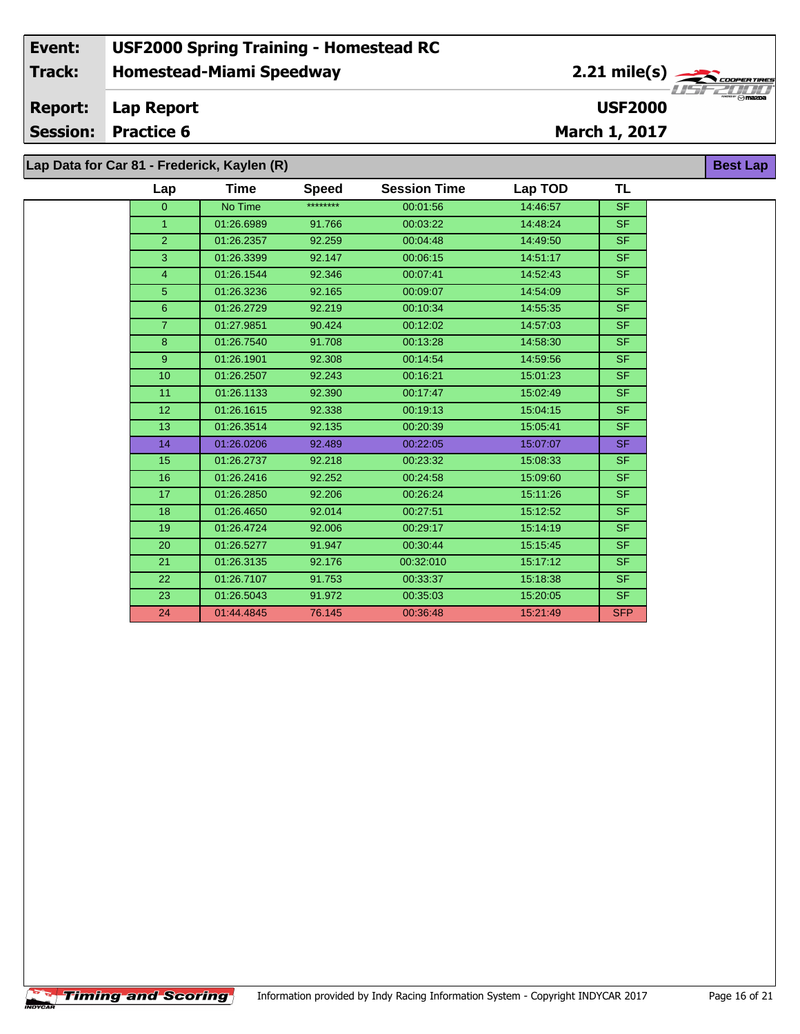| | | | |
|---|---|---|---|
| **Event:** | **USF2000 Spring Training - Homestead RC** | | |
| **Track:** | **Homestead-Miami Speedway** | **2.21 mile(s)** | |
| **Report:** | **Lap Report** | **USF2000** | |
| **Session:** | **Practice 6** | **March 1, 2017** | |

## Lap Data for Car 81 - Frederick, Kaylen (R)

**Best Lap**

| Lap | Time | Speed | Session Time | Lap TOD | TL |
|---|---|---|---|---|---|
| 0 | No Time | ******** | 00:01:56 | 14:46:57 | SF |
| 1 | 01:26.6989 | 91.766 | 00:03:22 | 14:48:24 | SF |
| 2 | 01:26.2357 | 92.259 | 00:04:48 | 14:49:50 | SF |
| 3 | 01:26.3399 | 92.147 | 00:06:15 | 14:51:17 | SF |
| 4 | 01:26.1544 | 92.346 | 00:07:41 | 14:52:43 | SF |
| 5 | 01:26.3236 | 92.165 | 00:09:07 | 14:54:09 | SF |
| 6 | 01:26.2729 | 92.219 | 00:10:34 | 14:55:35 | SF |
| 7 | 01:27.9851 | 90.424 | 00:12:02 | 14:57:03 | SF |
| 8 | 01:26.7540 | 91.708 | 00:13:28 | 14:58:30 | SF |
| 9 | 01:26.1901 | 92.308 | 00:14:54 | 14:59:56 | SF |
| 10 | 01:26.2507 | 92.243 | 00:16:21 | 15:01:23 | SF |
| 11 | 01:26.1133 | 92.390 | 00:17:47 | 15:02:49 | SF |
| 12 | 01:26.1615 | 92.338 | 00:19:13 | 15:04:15 | SF |
| 13 | 01:26.3514 | 92.135 | 00:20:39 | 15:05:41 | SF |
| 14 | 01:26.0206 | 92.489 | 00:22:05 | 15:07:07 | SF |
| 15 | 01:26.2737 | 92.218 | 00:23:32 | 15:08:33 | SF |
| 16 | 01:26.2416 | 92.252 | 00:24:58 | 15:09:60 | SF |
| 17 | 01:26.2850 | 92.206 | 00:26:24 | 15:11:26 | SF |
| 18 | 01:26.4650 | 92.014 | 00:27:51 | 15:12:52 | SF |
| 19 | 01:26.4724 | 92.006 | 00:29:17 | 15:14:19 | SF |
| 20 | 01:26.5277 | 91.947 | 00:30:44 | 15:15:45 | SF |
| 21 | 01:26.3135 | 92.176 | 00:32:010 | 15:17:12 | SF |
| 22 | 01:26.7107 | 91.753 | 00:33:37 | 15:18:38 | SF |
| 23 | 01:26.5043 | 91.972 | 00:35:03 | 15:20:05 | SF |
| 24 | 01:44.4845 | 76.145 | 00:36:48 | 15:21:49 | SFP |

Information provided by Indy Racing Information System - Copyright INDYCAR 2017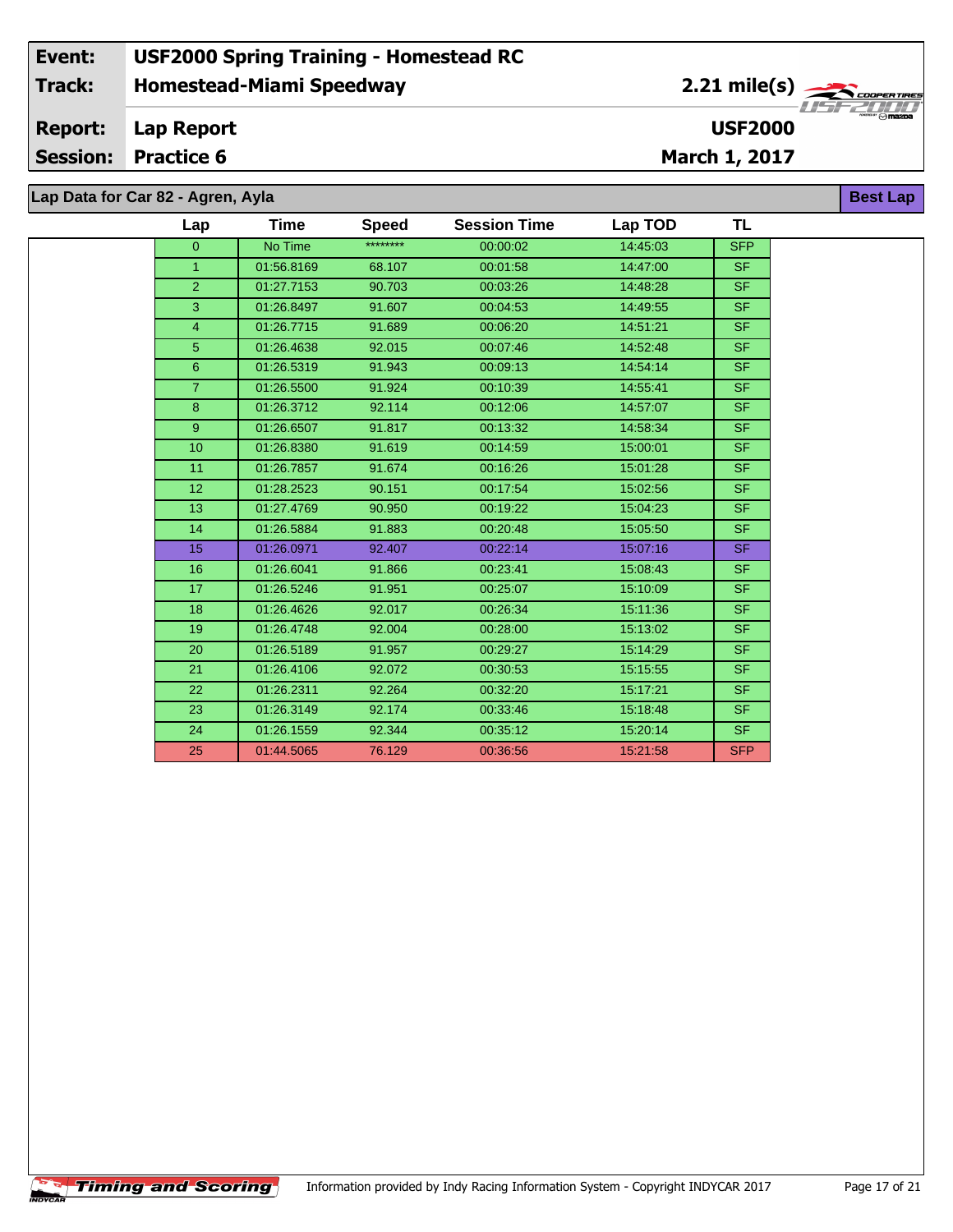| | |
|---|---|
| **Event:** | **USF2000 Spring Training - Homestead RC** |
| **Track:** | **Homestead-Miami Speedway** |
| **Report:** | **Lap Report** |
| **Session:** | **Practice 6** |

**2.21 mile(s)**

**USF2000**

**March 1, 2017**

## Lap Data for Car 82 - Agren, Ayla

**Best Lap**

| Lap | Time | Speed | Session Time | Lap TOD | TL |
|---|---|---|---|---|---|
| 0 | No Time | ******** | 00:00:02 | 14:45:03 | SFP |
| 1 | 01:56.8169 | 68.107 | 00:01:58 | 14:47:00 | SF |
| 2 | 01:27.7153 | 90.703 | 00:03:26 | 14:48:28 | SF |
| 3 | 01:26.8497 | 91.607 | 00:04:53 | 14:49:55 | SF |
| 4 | 01:26.7715 | 91.689 | 00:06:20 | 14:51:21 | SF |
| 5 | 01:26.4638 | 92.015 | 00:07:46 | 14:52:48 | SF |
| 6 | 01:26.5319 | 91.943 | 00:09:13 | 14:54:14 | SF |
| 7 | 01:26.5500 | 91.924 | 00:10:39 | 14:55:41 | SF |
| 8 | 01:26.3712 | 92.114 | 00:12:06 | 14:57:07 | SF |
| 9 | 01:26.6507 | 91.817 | 00:13:32 | 14:58:34 | SF |
| 10 | 01:26.8380 | 91.619 | 00:14:59 | 15:00:01 | SF |
| 11 | 01:26.7857 | 91.674 | 00:16:26 | 15:01:28 | SF |
| 12 | 01:28.2523 | 90.151 | 00:17:54 | 15:02:56 | SF |
| 13 | 01:27.4769 | 90.950 | 00:19:22 | 15:04:23 | SF |
| 14 | 01:26.5884 | 91.883 | 00:20:48 | 15:05:50 | SF |
| 15 | 01:26.0971 | 92.407 | 00:22:14 | 15:07:16 | SF |
| 16 | 01:26.6041 | 91.866 | 00:23:41 | 15:08:43 | SF |
| 17 | 01:26.5246 | 91.951 | 00:25:07 | 15:10:09 | SF |
| 18 | 01:26.4626 | 92.017 | 00:26:34 | 15:11:36 | SF |
| 19 | 01:26.4748 | 92.004 | 00:28:00 | 15:13:02 | SF |
| 20 | 01:26.5189 | 91.957 | 00:29:27 | 15:14:29 | SF |
| 21 | 01:26.4106 | 92.072 | 00:30:53 | 15:15:55 | SF |
| 22 | 01:26.2311 | 92.264 | 00:32:20 | 15:17:21 | SF |
| 23 | 01:26.3149 | 92.174 | 00:33:46 | 15:18:48 | SF |
| 24 | 01:26.1559 | 92.344 | 00:35:12 | 15:20:14 | SF |
| 25 | 01:44.5065 | 76.129 | 00:36:56 | 15:21:58 | SFP |

Timing and Scoring

Information provided by Indy Racing Information System - Copyright INDYCAR 2017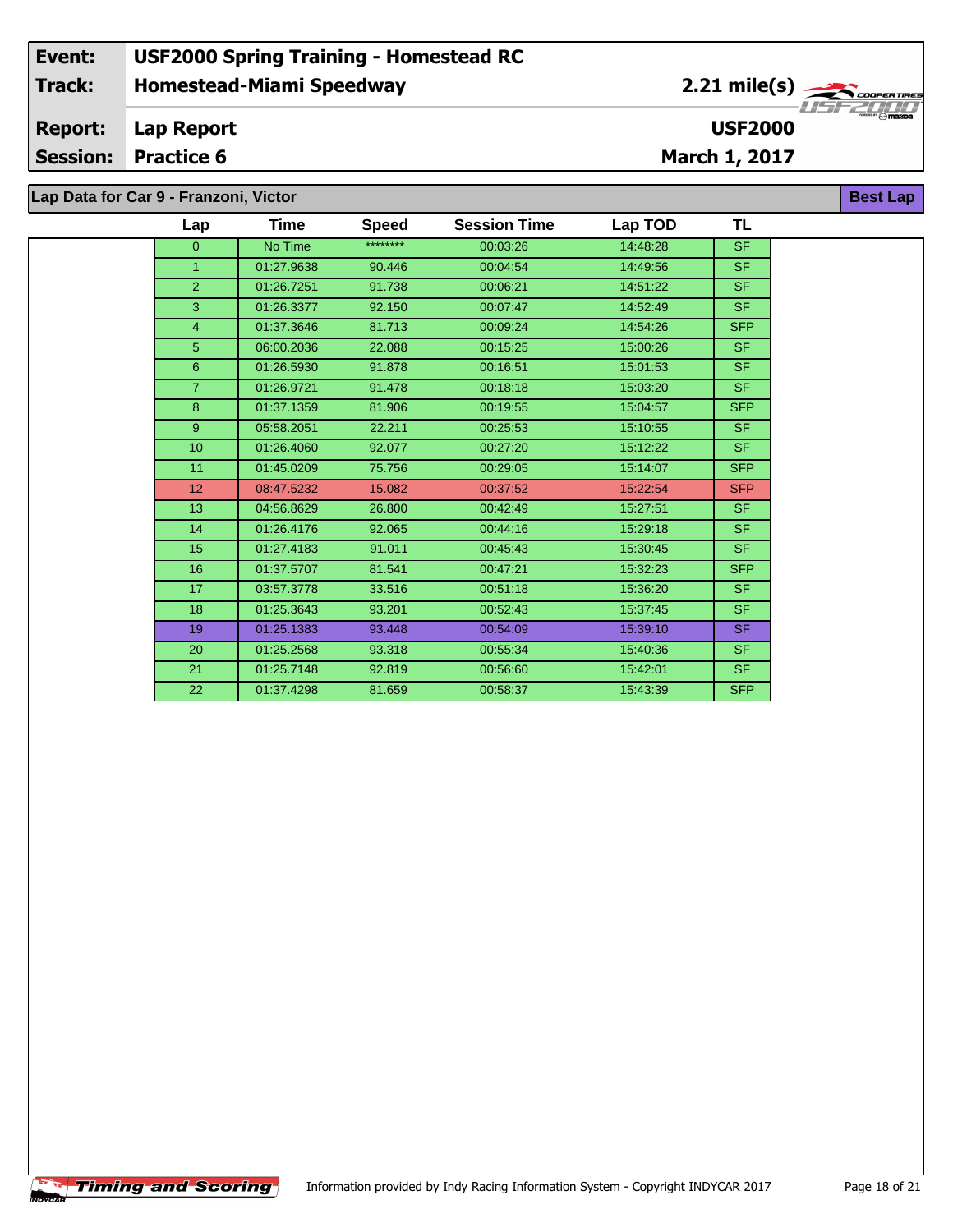| Event: | USF2000 Spring Training - Homestead RC | |
|---|---|---|
| Track: | Homestead-Miami Speedway | 2.21 mile(s) |
| Report: | Lap Report | USF2000 |
| Session: | Practice 6 | March 1, 2017 |

## Lap Data for Car 9 - Franzoni, Victor

Best Lap

| Lap | Time | Speed | Session Time | Lap TOD | TL |
|---|---|---|---|---|---|
| 0 | No Time | ******** | 00:03:26 | 14:48:28 | SF |
| 1 | 01:27.9638 | 90.446 | 00:04:54 | 14:49:56 | SF |
| 2 | 01:26.7251 | 91.738 | 00:06:21 | 14:51:22 | SF |
| 3 | 01:26.3377 | 92.150 | 00:07:47 | 14:52:49 | SF |
| 4 | 01:37.3646 | 81.713 | 00:09:24 | 14:54:26 | SFP |
| 5 | 06:00.2036 | 22.088 | 00:15:25 | 15:00:26 | SF |
| 6 | 01:26.5930 | 91.878 | 00:16:51 | 15:01:53 | SF |
| 7 | 01:26.9721 | 91.478 | 00:18:18 | 15:03:20 | SF |
| 8 | 01:37.1359 | 81.906 | 00:19:55 | 15:04:57 | SFP |
| 9 | 05:58.2051 | 22.211 | 00:25:53 | 15:10:55 | SF |
| 10 | 01:26.4060 | 92.077 | 00:27:20 | 15:12:22 | SF |
| 11 | 01:45.0209 | 75.756 | 00:29:05 | 15:14:07 | SFP |
| 12 | 08:47.5232 | 15.082 | 00:37:52 | 15:22:54 | SFP |
| 13 | 04:56.8629 | 26.800 | 00:42:49 | 15:27:51 | SF |
| 14 | 01:26.4176 | 92.065 | 00:44:16 | 15:29:18 | SF |
| 15 | 01:27.4183 | 91.011 | 00:45:43 | 15:30:45 | SF |
| 16 | 01:37.5707 | 81.541 | 00:47:21 | 15:32:23 | SFP |
| 17 | 03:57.3778 | 33.516 | 00:51:18 | 15:36:20 | SF |
| 18 | 01:25.3643 | 93.201 | 00:52:43 | 15:37:45 | SF |
| 19 | 01:25.1383 | 93.448 | 00:54:09 | 15:39:10 | SF |
| 20 | 01:25.2568 | 93.318 | 00:55:34 | 15:40:36 | SF |
| 21 | 01:25.7148 | 92.819 | 00:56:60 | 15:42:01 | SF |
| 22 | 01:37.4298 | 81.659 | 00:58:37 | 15:43:39 | SFP |

Information provided by Indy Racing Information System - Copyright INDYCAR 2017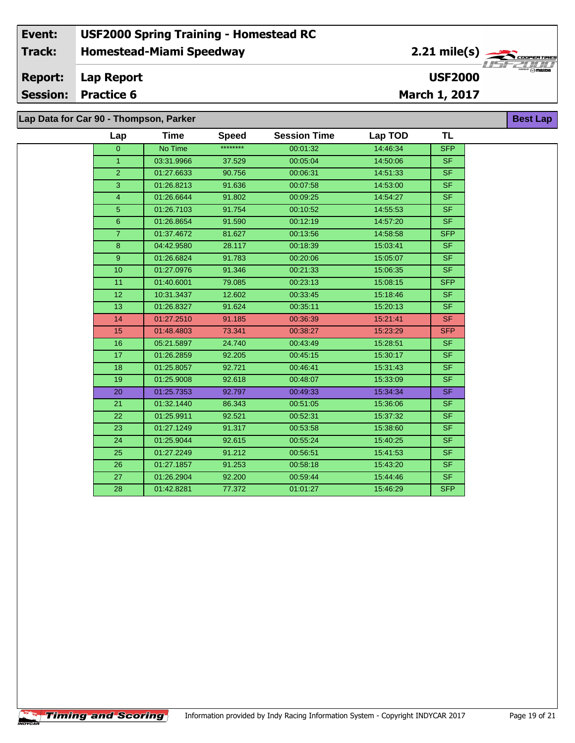| Event: | USF2000 Spring Training - Homestead RC | |
|---|---|---|
| Track: | Homestead-Miami Speedway | 2.21 mile(s) |
| Report: | Lap Report | USF2000 |
| Session: | Practice 6 | March 1, 2017 |

## Lap Data for Car 90 - Thompson, Parker

Best Lap

| Lap | Time | Speed | Session Time | Lap TOD | TL |
|---|---|---|---|---|---|
| 0 | No Time | ******** | 00:01:32 | 14:46:34 | SFP |
| 1 | 03:31.9966 | 37.529 | 00:05:04 | 14:50:06 | SF |
| 2 | 01:27.6633 | 90.756 | 00:06:31 | 14:51:33 | SF |
| 3 | 01:26.8213 | 91.636 | 00:07:58 | 14:53:00 | SF |
| 4 | 01:26.6644 | 91.802 | 00:09:25 | 14:54:27 | SF |
| 5 | 01:26.7103 | 91.754 | 00:10:52 | 14:55:53 | SF |
| 6 | 01:26.8654 | 91.590 | 00:12:19 | 14:57:20 | SF |
| 7 | 01:37.4672 | 81.627 | 00:13:56 | 14:58:58 | SFP |
| 8 | 04:42.9580 | 28.117 | 00:18:39 | 15:03:41 | SF |
| 9 | 01:26.6824 | 91.783 | 00:20:06 | 15:05:07 | SF |
| 10 | 01:27.0976 | 91.346 | 00:21:33 | 15:06:35 | SF |
| 11 | 01:40.6001 | 79.085 | 00:23:13 | 15:08:15 | SFP |
| 12 | 10:31.3437 | 12.602 | 00:33:45 | 15:18:46 | SF |
| 13 | 01:26.8327 | 91.624 | 00:35:11 | 15:20:13 | SF |
| 14 | 01:27.2510 | 91.185 | 00:36:39 | 15:21:41 | SF |
| 15 | 01:48.4803 | 73.341 | 00:38:27 | 15:23:29 | SFP |
| 16 | 05:21.5897 | 24.740 | 00:43:49 | 15:28:51 | SF |
| 17 | 01:26.2859 | 92.205 | 00:45:15 | 15:30:17 | SF |
| 18 | 01:25.8057 | 92.721 | 00:46:41 | 15:31:43 | SF |
| 19 | 01:25.9008 | 92.618 | 00:48:07 | 15:33:09 | SF |
| 20 | 01:25.7353 | 92.797 | 00:49:33 | 15:34:34 | SF |
| 21 | 01:32.1440 | 86.343 | 00:51:05 | 15:36:06 | SF |
| 22 | 01:25.9911 | 92.521 | 00:52:31 | 15:37:32 | SF |
| 23 | 01:27.1249 | 91.317 | 00:53:58 | 15:38:60 | SF |
| 24 | 01:25.9044 | 92.615 | 00:55:24 | 15:40:25 | SF |
| 25 | 01:27.2249 | 91.212 | 00:56:51 | 15:41:53 | SF |
| 26 | 01:27.1857 | 91.253 | 00:58:18 | 15:43:20 | SF |
| 27 | 01:26.2904 | 92.200 | 00:59:44 | 15:44:46 | SF |
| 28 | 01:42.8281 | 77.372 | 01:01:27 | 15:46:29 | SFP |

Timing and Scoring — Information provided by Indy Racing Information System - Copyright INDYCAR 2017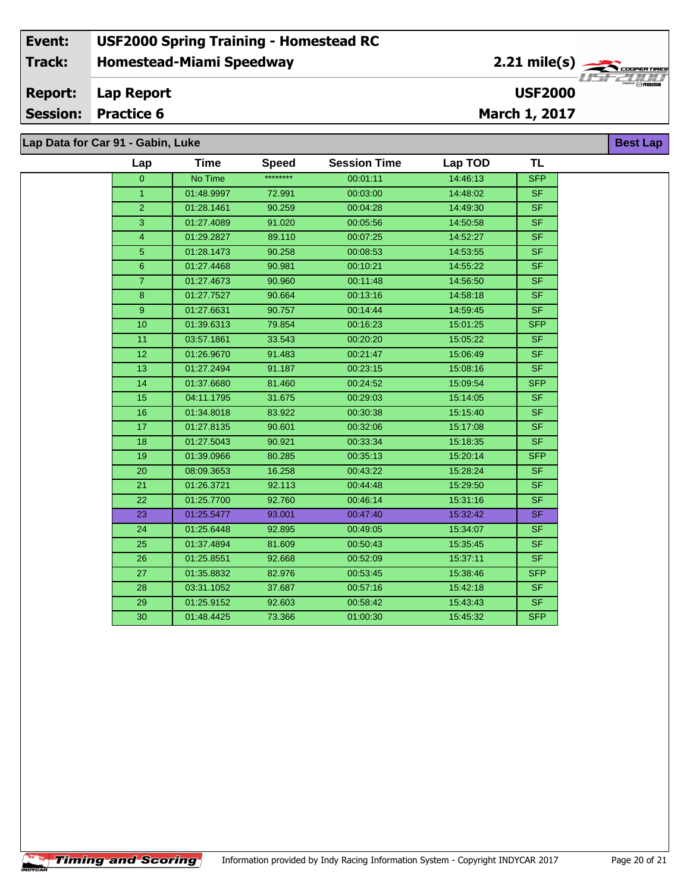| | | | |
|---|---|---|---|
| **Event:** | **USF2000 Spring Training - Homestead RC** | | |
| **Track:** | **Homestead-Miami Speedway** | **2.21 mile(s)** | |
| **Report:** | **Lap Report** | **USF2000** | |
| **Session:** | **Practice 6** | **March 1, 2017** | |

## Lap Data for Car 91 - Gabin, Luke

**Best Lap**

| Lap | Time | Speed | Session Time | Lap TOD | TL |
|---|---|---|---|---|---|
| 0 | No Time | ******** | 00:01:11 | 14:46:13 | SFP |
| 1 | 01:48.9997 | 72.991 | 00:03:00 | 14:48:02 | SF |
| 2 | 01:28.1461 | 90.259 | 00:04:28 | 14:49:30 | SF |
| 3 | 01:27.4089 | 91.020 | 00:05:56 | 14:50:58 | SF |
| 4 | 01:29.2827 | 89.110 | 00:07:25 | 14:52:27 | SF |
| 5 | 01:28.1473 | 90.258 | 00:08:53 | 14:53:55 | SF |
| 6 | 01:27.4468 | 90.981 | 00:10:21 | 14:55:22 | SF |
| 7 | 01:27.4673 | 90.960 | 00:11:48 | 14:56:50 | SF |
| 8 | 01:27.7527 | 90.664 | 00:13:16 | 14:58:18 | SF |
| 9 | 01:27.6631 | 90.757 | 00:14:44 | 14:59:45 | SF |
| 10 | 01:39.6313 | 79.854 | 00:16:23 | 15:01:25 | SFP |
| 11 | 03:57.1861 | 33.543 | 00:20:20 | 15:05:22 | SF |
| 12 | 01:26.9670 | 91.483 | 00:21:47 | 15:06:49 | SF |
| 13 | 01:27.2494 | 91.187 | 00:23:15 | 15:08:16 | SF |
| 14 | 01:37.6680 | 81.460 | 00:24:52 | 15:09:54 | SFP |
| 15 | 04:11.1795 | 31.675 | 00:29:03 | 15:14:05 | SF |
| 16 | 01:34.8018 | 83.922 | 00:30:38 | 15:15:40 | SF |
| 17 | 01:27.8135 | 90.601 | 00:32:06 | 15:17:08 | SF |
| 18 | 01:27.5043 | 90.921 | 00:33:34 | 15:18:35 | SF |
| 19 | 01:39.0966 | 80.285 | 00:35:13 | 15:20:14 | SFP |
| 20 | 08:09.3653 | 16.258 | 00:43:22 | 15:28:24 | SF |
| 21 | 01:26.3721 | 92.113 | 00:44:48 | 15:29:50 | SF |
| 22 | 01:25.7700 | 92.760 | 00:46:14 | 15:31:16 | SF |
| 23 | 01:25.5477 | 93.001 | 00:47:40 | 15:32:42 | SF |
| 24 | 01:25.6448 | 92.895 | 00:49:05 | 15:34:07 | SF |
| 25 | 01:37.4894 | 81.609 | 00:50:43 | 15:35:45 | SF |
| 26 | 01:25.8551 | 92.668 | 00:52:09 | 15:37:11 | SF |
| 27 | 01:35.8832 | 82.976 | 00:53:45 | 15:38:46 | SFP |
| 28 | 03:31.1052 | 37.687 | 00:57:16 | 15:42:18 | SF |
| 29 | 01:25.9152 | 92.603 | 00:58:42 | 15:43:43 | SF |
| 30 | 01:48.4425 | 73.366 | 01:00:30 | 15:45:32 | SFP |

Timing and Scoring — Information provided by Indy Racing Information System - Copyright INDYCAR 2017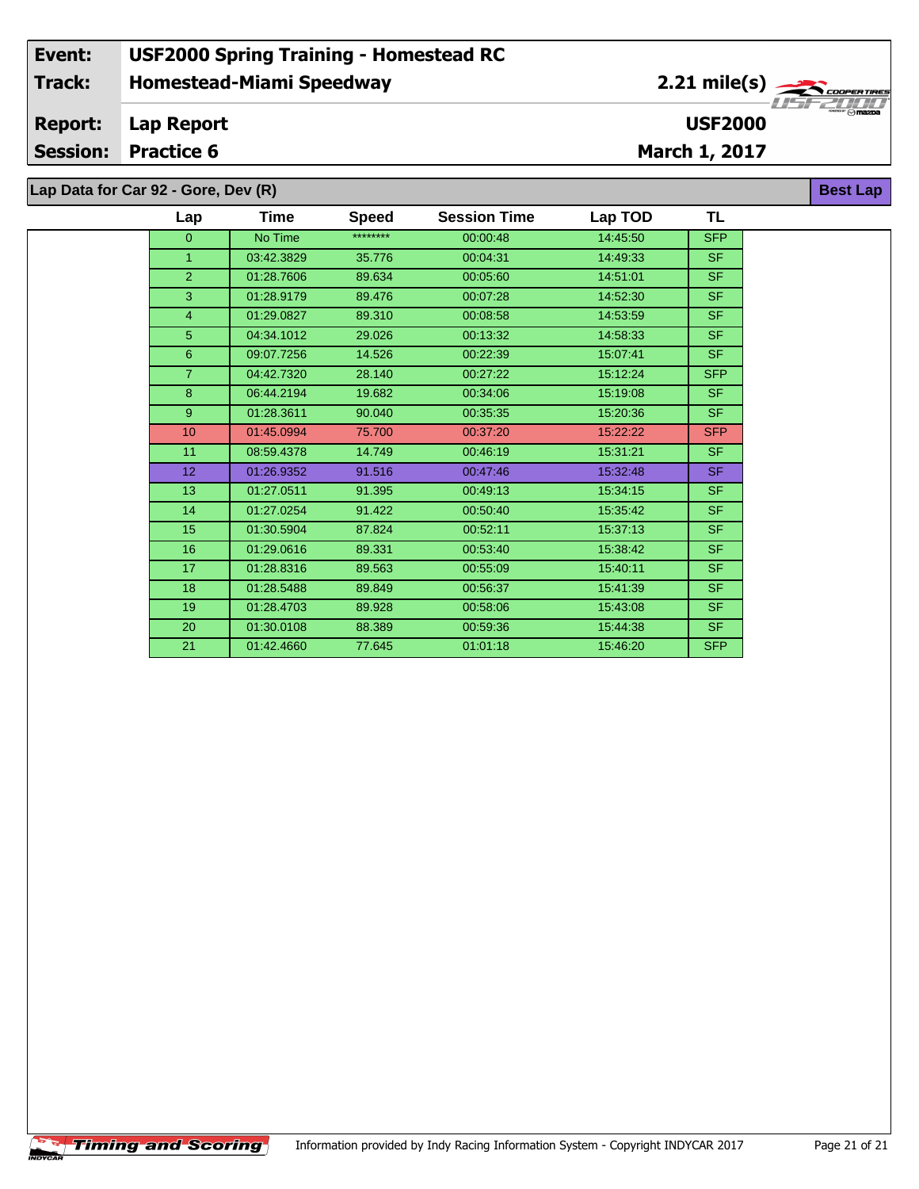| | | | |
|---|---|---|---|
| **Event:** | **USF2000 Spring Training - Homestead RC** | | |
| **Track:** | **Homestead-Miami Speedway** | **2.21 mile(s)** | |
| **Report:** | **Lap Report** | **USF2000** | |
| **Session:** | **Practice 6** | **March 1, 2017** | |

**Lap Data for Car 92 - Gore, Dev (R)** | **Best Lap**

| Lap | Time | Speed | Session Time | Lap TOD | TL |
|---|---|---|---|---|---|
| 0 | No Time | ******** | 00:00:48 | 14:45:50 | SFP |
| 1 | 03:42.3829 | 35.776 | 00:04:31 | 14:49:33 | SF |
| 2 | 01:28.7606 | 89.634 | 00:05:60 | 14:51:01 | SF |
| 3 | 01:28.9179 | 89.476 | 00:07:28 | 14:52:30 | SF |
| 4 | 01:29.0827 | 89.310 | 00:08:58 | 14:53:59 | SF |
| 5 | 04:34.1012 | 29.026 | 00:13:32 | 14:58:33 | SF |
| 6 | 09:07.7256 | 14.526 | 00:22:39 | 15:07:41 | SF |
| 7 | 04:42.7320 | 28.140 | 00:27:22 | 15:12:24 | SFP |
| 8 | 06:44.2194 | 19.682 | 00:34:06 | 15:19:08 | SF |
| 9 | 01:28.3611 | 90.040 | 00:35:35 | 15:20:36 | SF |
| 10 | 01:45.0994 | 75.700 | 00:37:20 | 15:22:22 | SFP |
| 11 | 08:59.4378 | 14.749 | 00:46:19 | 15:31:21 | SF |
| 12 | 01:26.9352 | 91.516 | 00:47:46 | 15:32:48 | SF |
| 13 | 01:27.0511 | 91.395 | 00:49:13 | 15:34:15 | SF |
| 14 | 01:27.0254 | 91.422 | 00:50:40 | 15:35:42 | SF |
| 15 | 01:30.5904 | 87.824 | 00:52:11 | 15:37:13 | SF |
| 16 | 01:29.0616 | 89.331 | 00:53:40 | 15:38:42 | SF |
| 17 | 01:28.8316 | 89.563 | 00:55:09 | 15:40:11 | SF |
| 18 | 01:28.5488 | 89.849 | 00:56:37 | 15:41:39 | SF |
| 19 | 01:28.4703 | 89.928 | 00:58:06 | 15:43:08 | SF |
| 20 | 01:30.0108 | 88.389 | 00:59:36 | 15:44:38 | SF |
| 21 | 01:42.4660 | 77.645 | 01:01:18 | 15:46:20 | SFP |

Timing and Scoring — Information provided by Indy Racing Information System - Copyright INDYCAR 2017